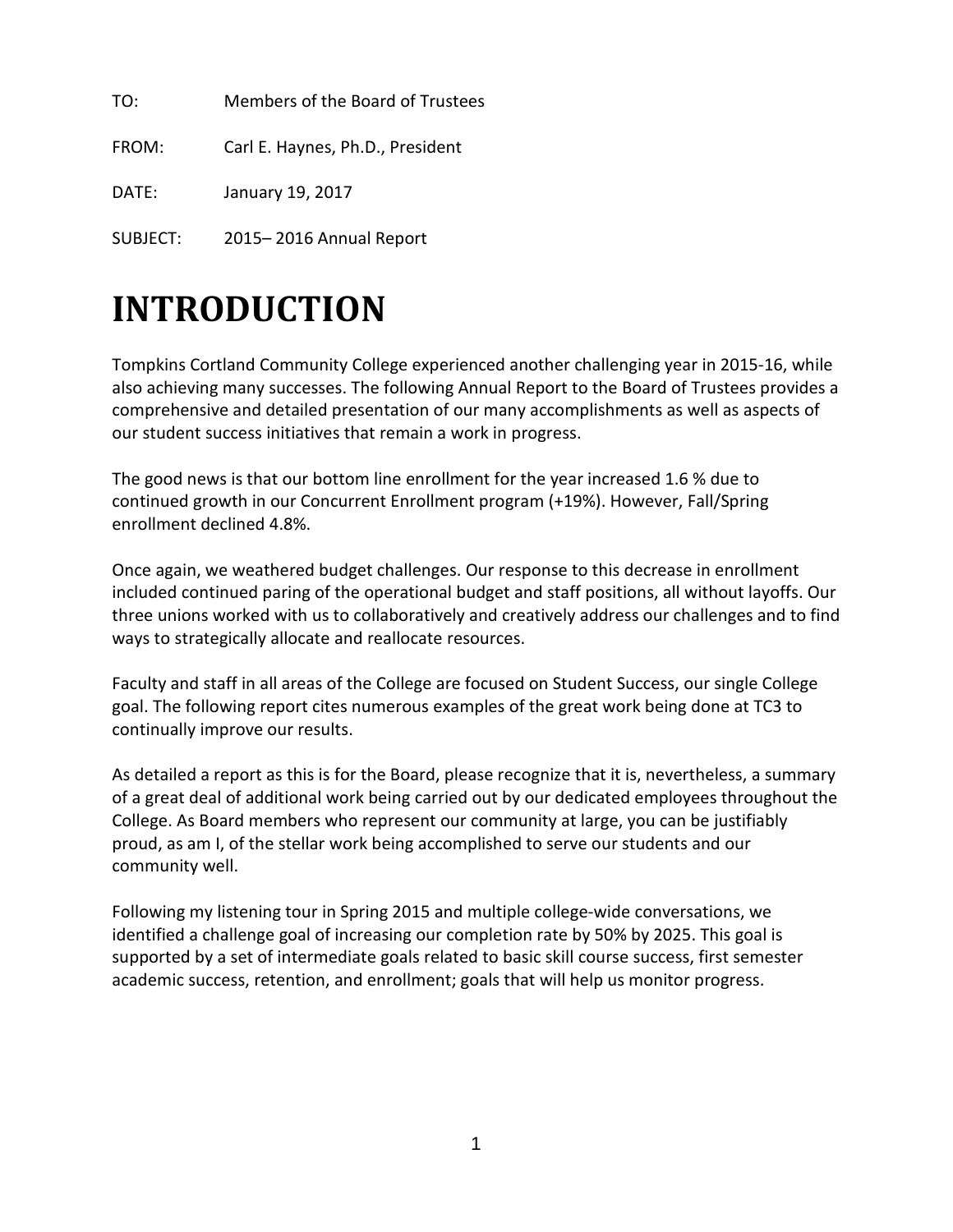TO: Members of the Board of Trustees

FROM: Carl E. Haynes, Ph.D., President

DATE: January 19, 2017

SUBJECT: 2015– 2016 Annual Report

# INTRODUCTION

Tompkins Cortland Community College experienced another challenging year in 2015-16, while also achieving many successes. The following Annual Report to the Board of Trustees provides a comprehensive and detailed presentation of our many accomplishments as well as aspects of our student success initiatives that remain a work in progress.

The good news is that our bottom line enrollment for the year increased 1.6 % due to continued growth in our Concurrent Enrollment program (+19%). However, Fall/Spring enrollment declined 4.8%.

Once again, we weathered budget challenges. Our response to this decrease in enrollment included continued paring of the operational budget and staff positions, all without layoffs. Our three unions worked with us to collaboratively and creatively address our challenges and to find ways to strategically allocate and reallocate resources.

Faculty and staff in all areas of the College are focused on Student Success, our single College goal. The following report cites numerous examples of the great work being done at TC3 to continually improve our results.

As detailed a report as this is for the Board, please recognize that it is, nevertheless, a summary of a great deal of additional work being carried out by our dedicated employees throughout the College. As Board members who represent our community at large, you can be justifiably proud, as am I, of the stellar work being accomplished to serve our students and our community well.

Following my listening tour in Spring 2015 and multiple college-wide conversations, we identified a challenge goal of increasing our completion rate by 50% by 2025. This goal is supported by a set of intermediate goals related to basic skill course success, first semester academic success, retention, and enrollment; goals that will help us monitor progress.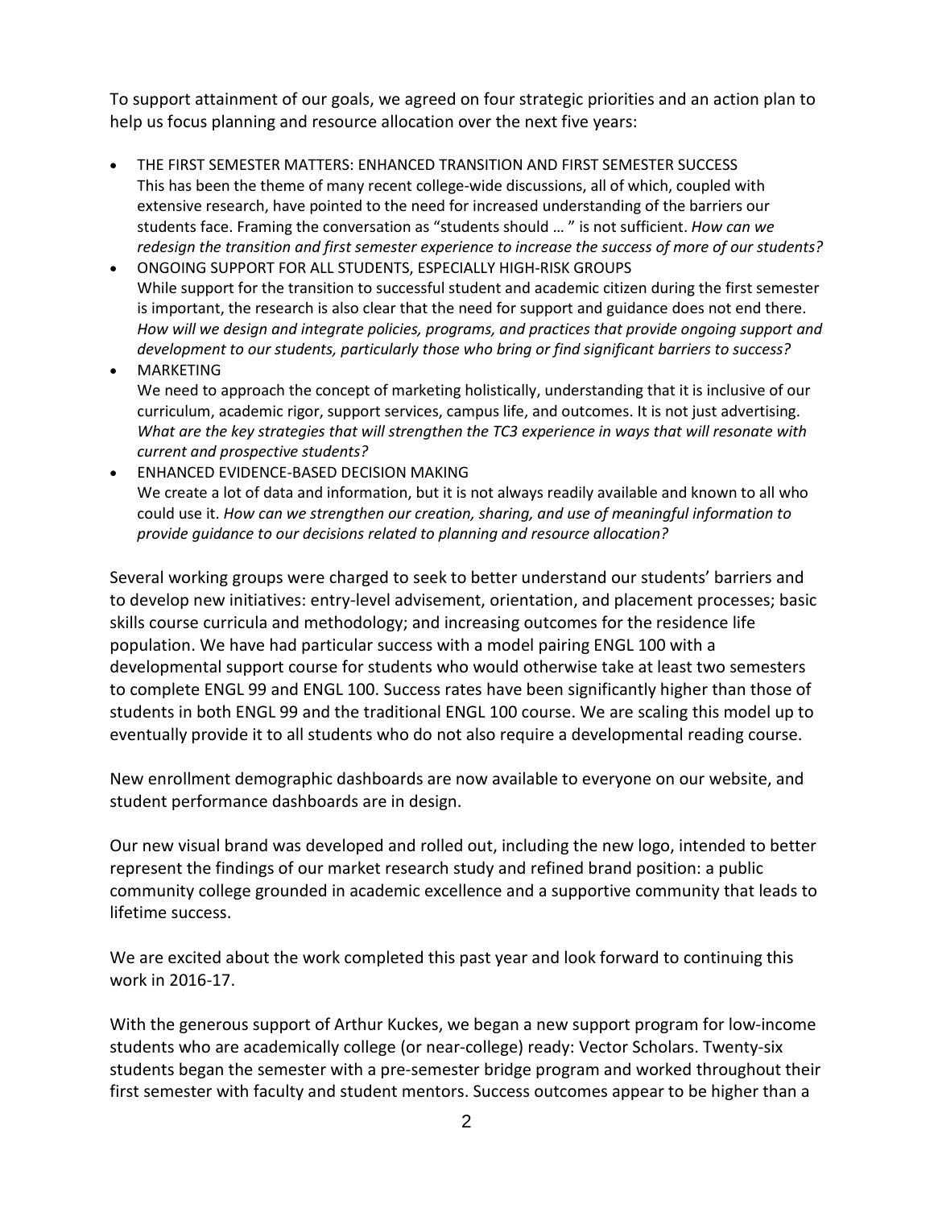To support attainment of our goals, we agreed on four strategic priorities and an action plan to help us focus planning and resource allocation over the next five years:

- THE FIRST SEMESTER MATTERS: ENHANCED TRANSITION AND FIRST SEMESTER SUCCESS
  This has been the theme of many recent college-wide discussions, all of which, coupled with extensive research, have pointed to the need for increased understanding of the barriers our students face. Framing the conversation as "students should … " is not sufficient. *How can we redesign the transition and first semester experience to increase the success of more of our students?*
- ONGOING SUPPORT FOR ALL STUDENTS, ESPECIALLY HIGH-RISK GROUPS
  While support for the transition to successful student and academic citizen during the first semester is important, the research is also clear that the need for support and guidance does not end there. *How will we design and integrate policies, programs, and practices that provide ongoing support and development to our students, particularly those who bring or find significant barriers to success?*
- MARKETING
  We need to approach the concept of marketing holistically, understanding that it is inclusive of our curriculum, academic rigor, support services, campus life, and outcomes. It is not just advertising. *What are the key strategies that will strengthen the TC3 experience in ways that will resonate with current and prospective students?*
- ENHANCED EVIDENCE-BASED DECISION MAKING
  We create a lot of data and information, but it is not always readily available and known to all who could use it. *How can we strengthen our creation, sharing, and use of meaningful information to provide guidance to our decisions related to planning and resource allocation?*

Several working groups were charged to seek to better understand our students' barriers and to develop new initiatives: entry-level advisement, orientation, and placement processes; basic skills course curricula and methodology; and increasing outcomes for the residence life population. We have had particular success with a model pairing ENGL 100 with a developmental support course for students who would otherwise take at least two semesters to complete ENGL 99 and ENGL 100. Success rates have been significantly higher than those of students in both ENGL 99 and the traditional ENGL 100 course. We are scaling this model up to eventually provide it to all students who do not also require a developmental reading course.

New enrollment demographic dashboards are now available to everyone on our website, and student performance dashboards are in design.

Our new visual brand was developed and rolled out, including the new logo, intended to better represent the findings of our market research study and refined brand position: a public community college grounded in academic excellence and a supportive community that leads to lifetime success.

We are excited about the work completed this past year and look forward to continuing this work in 2016-17.

With the generous support of Arthur Kuckes, we began a new support program for low-income students who are academically college (or near-college) ready: Vector Scholars. Twenty-six students began the semester with a pre-semester bridge program and worked throughout their first semester with faculty and student mentors. Success outcomes appear to be higher than a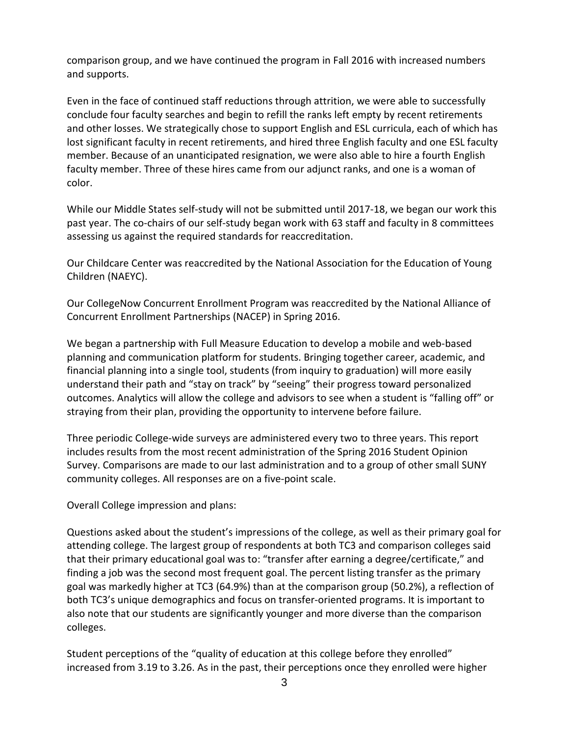comparison group, and we have continued the program in Fall 2016 with increased numbers and supports.

Even in the face of continued staff reductions through attrition, we were able to successfully conclude four faculty searches and begin to refill the ranks left empty by recent retirements and other losses. We strategically chose to support English and ESL curricula, each of which has lost significant faculty in recent retirements, and hired three English faculty and one ESL faculty member. Because of an unanticipated resignation, we were also able to hire a fourth English faculty member. Three of these hires came from our adjunct ranks, and one is a woman of color.

While our Middle States self-study will not be submitted until 2017-18, we began our work this past year. The co-chairs of our self-study began work with 63 staff and faculty in 8 committees assessing us against the required standards for reaccreditation.

Our Childcare Center was reaccredited by the National Association for the Education of Young Children (NAEYC).

Our CollegeNow Concurrent Enrollment Program was reaccredited by the National Alliance of Concurrent Enrollment Partnerships (NACEP) in Spring 2016.

We began a partnership with Full Measure Education to develop a mobile and web-based planning and communication platform for students. Bringing together career, academic, and financial planning into a single tool, students (from inquiry to graduation) will more easily understand their path and "stay on track" by "seeing" their progress toward personalized outcomes. Analytics will allow the college and advisors to see when a student is "falling off" or straying from their plan, providing the opportunity to intervene before failure.

Three periodic College-wide surveys are administered every two to three years. This report includes results from the most recent administration of the Spring 2016 Student Opinion Survey. Comparisons are made to our last administration and to a group of other small SUNY community colleges. All responses are on a five-point scale.

Overall College impression and plans:

Questions asked about the student's impressions of the college, as well as their primary goal for attending college. The largest group of respondents at both TC3 and comparison colleges said that their primary educational goal was to: "transfer after earning a degree/certificate," and finding a job was the second most frequent goal. The percent listing transfer as the primary goal was markedly higher at TC3 (64.9%) than at the comparison group (50.2%), a reflection of both TC3's unique demographics and focus on transfer-oriented programs. It is important to also note that our students are significantly younger and more diverse than the comparison colleges.

Student perceptions of the "quality of education at this college before they enrolled" increased from 3.19 to 3.26. As in the past, their perceptions once they enrolled were higher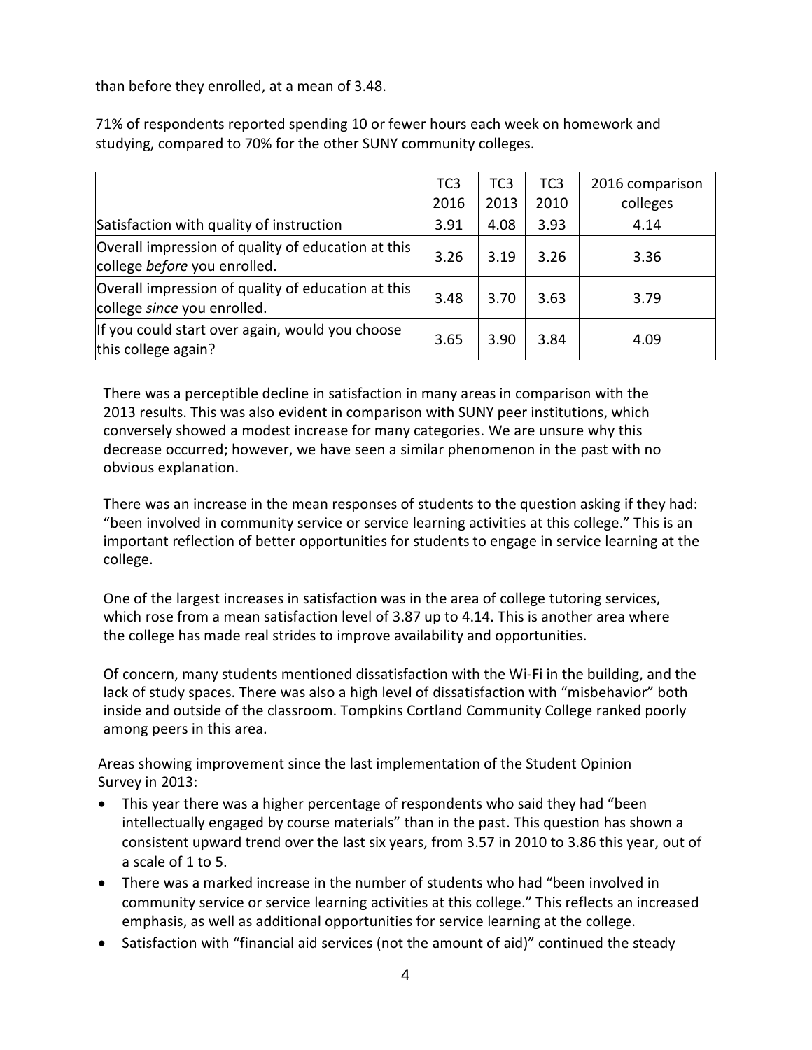than before they enrolled, at a mean of 3.48.

71% of respondents reported spending 10 or fewer hours each week on homework and studying, compared to 70% for the other SUNY community colleges.

| | TC3 2016 | TC3 2013 | TC3 2010 | 2016 comparison colleges |
|---|---|---|---|---|
| Satisfaction with quality of instruction | 3.91 | 4.08 | 3.93 | 4.14 |
| Overall impression of quality of education at this college *before* you enrolled. | 3.26 | 3.19 | 3.26 | 3.36 |
| Overall impression of quality of education at this college *since* you enrolled. | 3.48 | 3.70 | 3.63 | 3.79 |
| If you could start over again, would you choose this college again? | 3.65 | 3.90 | 3.84 | 4.09 |

There was a perceptible decline in satisfaction in many areas in comparison with the 2013 results. This was also evident in comparison with SUNY peer institutions, which conversely showed a modest increase for many categories. We are unsure why this decrease occurred; however, we have seen a similar phenomenon in the past with no obvious explanation.

There was an increase in the mean responses of students to the question asking if they had: "been involved in community service or service learning activities at this college." This is an important reflection of better opportunities for students to engage in service learning at the college.

One of the largest increases in satisfaction was in the area of college tutoring services, which rose from a mean satisfaction level of 3.87 up to 4.14. This is another area where the college has made real strides to improve availability and opportunities.

Of concern, many students mentioned dissatisfaction with the Wi-Fi in the building, and the lack of study spaces. There was also a high level of dissatisfaction with "misbehavior" both inside and outside of the classroom. Tompkins Cortland Community College ranked poorly among peers in this area.

Areas showing improvement since the last implementation of the Student Opinion Survey in 2013:

- This year there was a higher percentage of respondents who said they had "been intellectually engaged by course materials" than in the past. This question has shown a consistent upward trend over the last six years, from 3.57 in 2010 to 3.86 this year, out of a scale of 1 to 5.
- There was a marked increase in the number of students who had "been involved in community service or service learning activities at this college." This reflects an increased emphasis, as well as additional opportunities for service learning at the college.
- Satisfaction with "financial aid services (not the amount of aid)" continued the steady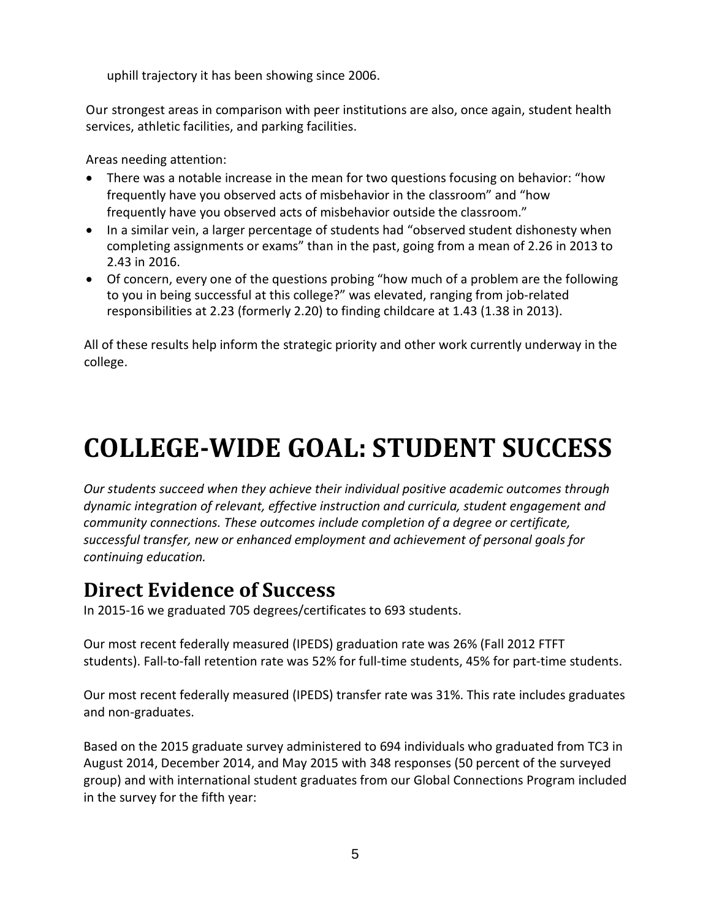uphill trajectory it has been showing since 2006.

Our strongest areas in comparison with peer institutions are also, once again, student health services, athletic facilities, and parking facilities.

Areas needing attention:

- There was a notable increase in the mean for two questions focusing on behavior: "how frequently have you observed acts of misbehavior in the classroom" and "how frequently have you observed acts of misbehavior outside the classroom."
- In a similar vein, a larger percentage of students had "observed student dishonesty when completing assignments or exams" than in the past, going from a mean of 2.26 in 2013 to 2.43 in 2016.
- Of concern, every one of the questions probing "how much of a problem are the following to you in being successful at this college?" was elevated, ranging from job-related responsibilities at 2.23 (formerly 2.20) to finding childcare at 1.43 (1.38 in 2013).

All of these results help inform the strategic priority and other work currently underway in the college.

# COLLEGE-WIDE GOAL: STUDENT SUCCESS

*Our students succeed when they achieve their individual positive academic outcomes through dynamic integration of relevant, effective instruction and curricula, student engagement and community connections. These outcomes include completion of a degree or certificate, successful transfer, new or enhanced employment and achievement of personal goals for continuing education.*

## Direct Evidence of Success

In 2015-16 we graduated 705 degrees/certificates to 693 students.

Our most recent federally measured (IPEDS) graduation rate was 26% (Fall 2012 FTFT students). Fall-to-fall retention rate was 52% for full-time students, 45% for part-time students.

Our most recent federally measured (IPEDS) transfer rate was 31%. This rate includes graduates and non-graduates.

Based on the 2015 graduate survey administered to 694 individuals who graduated from TC3 in August 2014, December 2014, and May 2015 with 348 responses (50 percent of the surveyed group) and with international student graduates from our Global Connections Program included in the survey for the fifth year: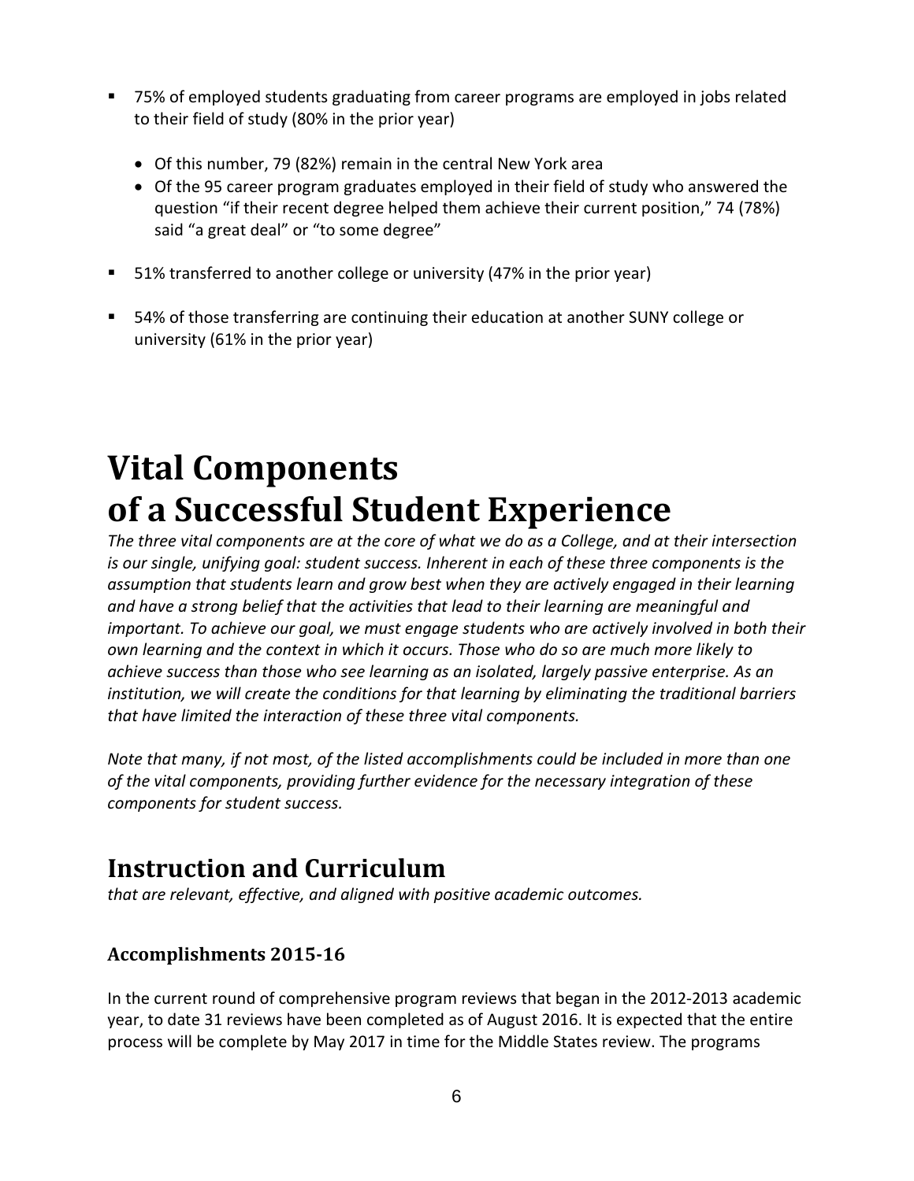- 75% of employed students graduating from career programs are employed in jobs related to their field of study (80% in the prior year)
  - Of this number, 79 (82%) remain in the central New York area
  - Of the 95 career program graduates employed in their field of study who answered the question "if their recent degree helped them achieve their current position," 74 (78%) said "a great deal" or "to some degree"
- 51% transferred to another college or university (47% in the prior year)
- 54% of those transferring are continuing their education at another SUNY college or university (61% in the prior year)

# Vital Components of a Successful Student Experience

*The three vital components are at the core of what we do as a College, and at their intersection is our single, unifying goal: student success. Inherent in each of these three components is the assumption that students learn and grow best when they are actively engaged in their learning and have a strong belief that the activities that lead to their learning are meaningful and important. To achieve our goal, we must engage students who are actively involved in both their own learning and the context in which it occurs. Those who do so are much more likely to achieve success than those who see learning as an isolated, largely passive enterprise. As an institution, we will create the conditions for that learning by eliminating the traditional barriers that have limited the interaction of these three vital components.*

*Note that many, if not most, of the listed accomplishments could be included in more than one of the vital components, providing further evidence for the necessary integration of these components for student success.*

## Instruction and Curriculum

*that are relevant, effective, and aligned with positive academic outcomes.*

### Accomplishments 2015-16

In the current round of comprehensive program reviews that began in the 2012-2013 academic year, to date 31 reviews have been completed as of August 2016. It is expected that the entire process will be complete by May 2017 in time for the Middle States review. The programs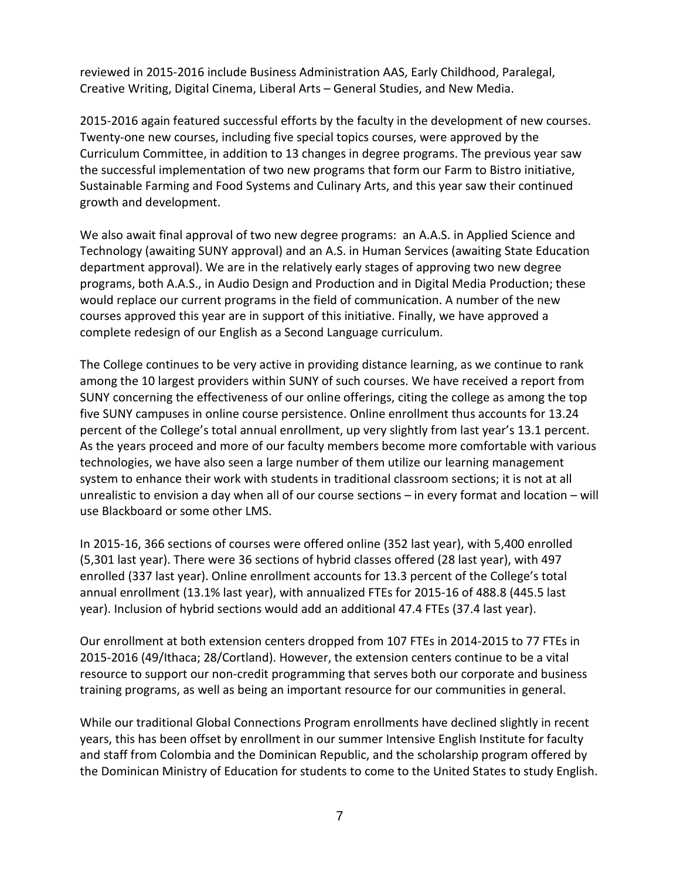reviewed in 2015-2016 include Business Administration AAS, Early Childhood, Paralegal, Creative Writing, Digital Cinema, Liberal Arts – General Studies, and New Media.

2015-2016 again featured successful efforts by the faculty in the development of new courses. Twenty-one new courses, including five special topics courses, were approved by the Curriculum Committee, in addition to 13 changes in degree programs. The previous year saw the successful implementation of two new programs that form our Farm to Bistro initiative, Sustainable Farming and Food Systems and Culinary Arts, and this year saw their continued growth and development.

We also await final approval of two new degree programs: an A.A.S. in Applied Science and Technology (awaiting SUNY approval) and an A.S. in Human Services (awaiting State Education department approval). We are in the relatively early stages of approving two new degree programs, both A.A.S., in Audio Design and Production and in Digital Media Production; these would replace our current programs in the field of communication. A number of the new courses approved this year are in support of this initiative. Finally, we have approved a complete redesign of our English as a Second Language curriculum.

The College continues to be very active in providing distance learning, as we continue to rank among the 10 largest providers within SUNY of such courses. We have received a report from SUNY concerning the effectiveness of our online offerings, citing the college as among the top five SUNY campuses in online course persistence. Online enrollment thus accounts for 13.24 percent of the College's total annual enrollment, up very slightly from last year's 13.1 percent. As the years proceed and more of our faculty members become more comfortable with various technologies, we have also seen a large number of them utilize our learning management system to enhance their work with students in traditional classroom sections; it is not at all unrealistic to envision a day when all of our course sections – in every format and location – will use Blackboard or some other LMS.

In 2015-16, 366 sections of courses were offered online (352 last year), with 5,400 enrolled (5,301 last year). There were 36 sections of hybrid classes offered (28 last year), with 497 enrolled (337 last year). Online enrollment accounts for 13.3 percent of the College's total annual enrollment (13.1% last year), with annualized FTEs for 2015-16 of 488.8 (445.5 last year). Inclusion of hybrid sections would add an additional 47.4 FTEs (37.4 last year).

Our enrollment at both extension centers dropped from 107 FTEs in 2014-2015 to 77 FTEs in 2015-2016 (49/Ithaca; 28/Cortland). However, the extension centers continue to be a vital resource to support our non-credit programming that serves both our corporate and business training programs, as well as being an important resource for our communities in general.

While our traditional Global Connections Program enrollments have declined slightly in recent years, this has been offset by enrollment in our summer Intensive English Institute for faculty and staff from Colombia and the Dominican Republic, and the scholarship program offered by the Dominican Ministry of Education for students to come to the United States to study English.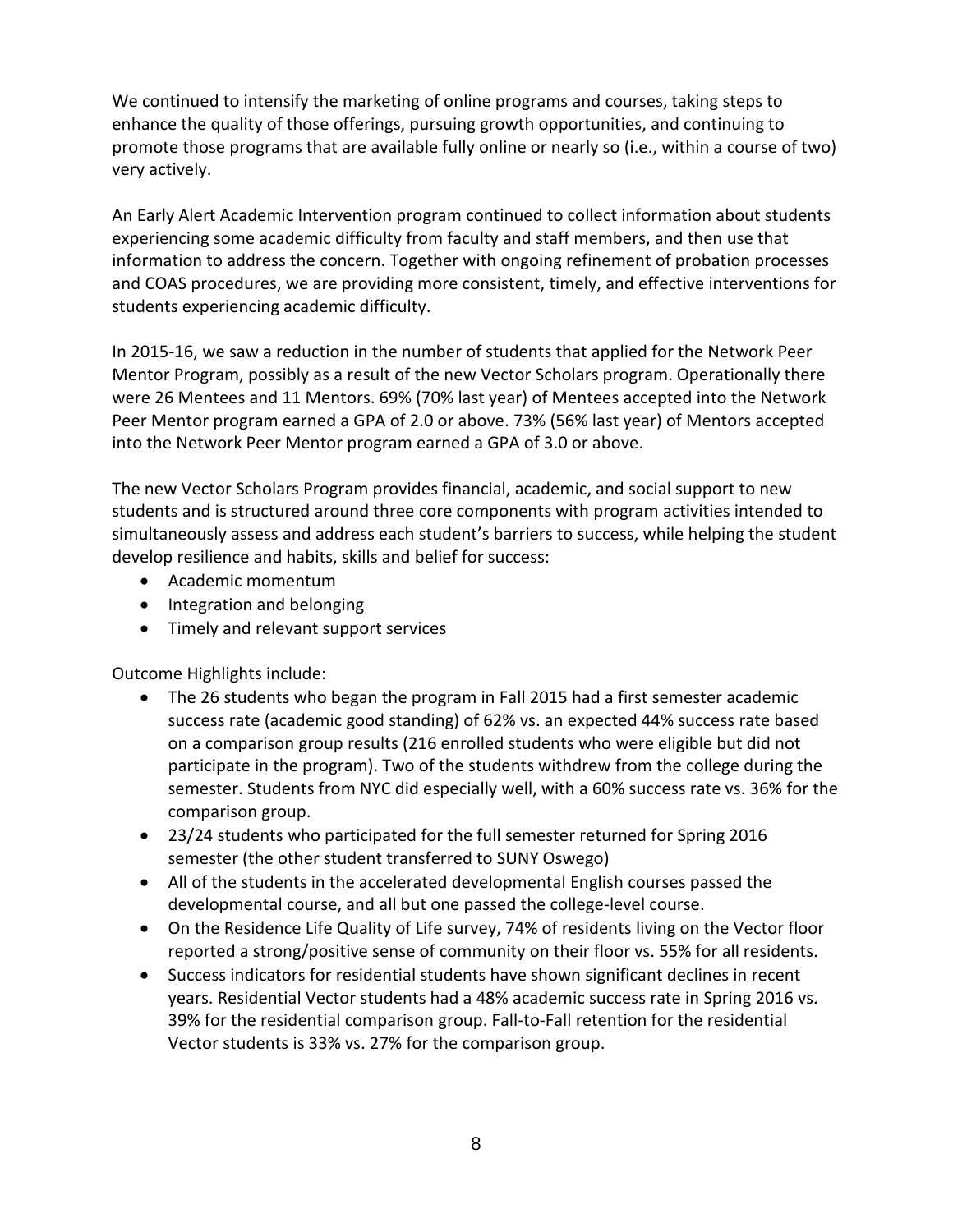We continued to intensify the marketing of online programs and courses, taking steps to enhance the quality of those offerings, pursuing growth opportunities, and continuing to promote those programs that are available fully online or nearly so (i.e., within a course of two) very actively.

An Early Alert Academic Intervention program continued to collect information about students experiencing some academic difficulty from faculty and staff members, and then use that information to address the concern. Together with ongoing refinement of probation processes and COAS procedures, we are providing more consistent, timely, and effective interventions for students experiencing academic difficulty.

In 2015-16, we saw a reduction in the number of students that applied for the Network Peer Mentor Program, possibly as a result of the new Vector Scholars program. Operationally there were 26 Mentees and 11 Mentors. 69% (70% last year) of Mentees accepted into the Network Peer Mentor program earned a GPA of 2.0 or above. 73% (56% last year) of Mentors accepted into the Network Peer Mentor program earned a GPA of 3.0 or above.

The new Vector Scholars Program provides financial, academic, and social support to new students and is structured around three core components with program activities intended to simultaneously assess and address each student's barriers to success, while helping the student develop resilience and habits, skills and belief for success:

- Academic momentum
- Integration and belonging
- Timely and relevant support services

Outcome Highlights include:

- The 26 students who began the program in Fall 2015 had a first semester academic success rate (academic good standing) of 62% vs. an expected 44% success rate based on a comparison group results (216 enrolled students who were eligible but did not participate in the program). Two of the students withdrew from the college during the semester. Students from NYC did especially well, with a 60% success rate vs. 36% for the comparison group.
- 23/24 students who participated for the full semester returned for Spring 2016 semester (the other student transferred to SUNY Oswego)
- All of the students in the accelerated developmental English courses passed the developmental course, and all but one passed the college-level course.
- On the Residence Life Quality of Life survey, 74% of residents living on the Vector floor reported a strong/positive sense of community on their floor vs. 55% for all residents.
- Success indicators for residential students have shown significant declines in recent years. Residential Vector students had a 48% academic success rate in Spring 2016 vs. 39% for the residential comparison group. Fall-to-Fall retention for the residential Vector students is 33% vs. 27% for the comparison group.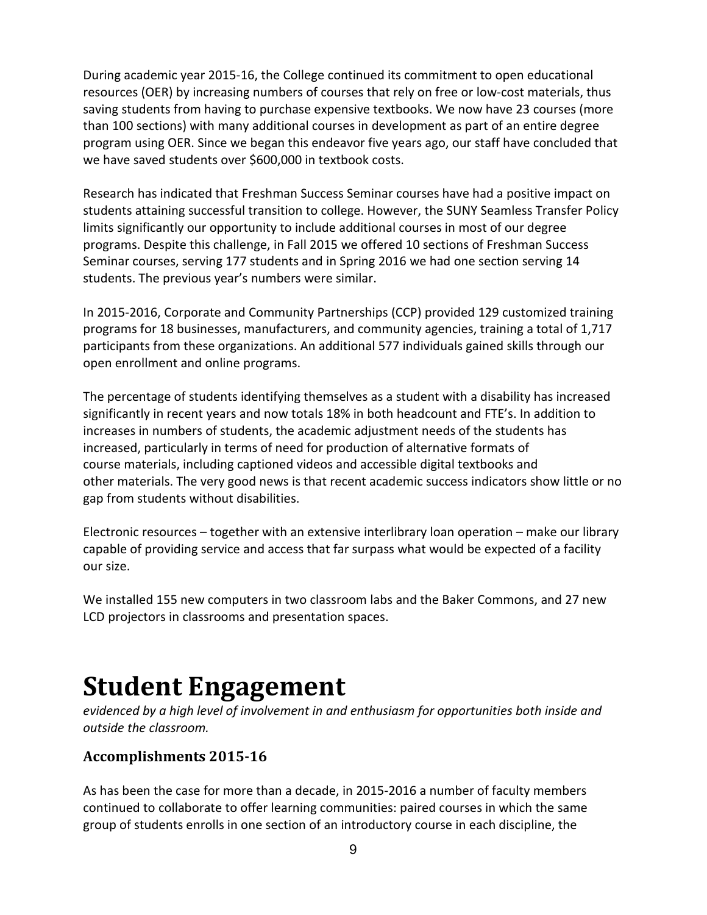During academic year 2015-16, the College continued its commitment to open educational resources (OER) by increasing numbers of courses that rely on free or low-cost materials, thus saving students from having to purchase expensive textbooks. We now have 23 courses (more than 100 sections) with many additional courses in development as part of an entire degree program using OER. Since we began this endeavor five years ago, our staff have concluded that we have saved students over $600,000 in textbook costs.

Research has indicated that Freshman Success Seminar courses have had a positive impact on students attaining successful transition to college. However, the SUNY Seamless Transfer Policy limits significantly our opportunity to include additional courses in most of our degree programs. Despite this challenge, in Fall 2015 we offered 10 sections of Freshman Success Seminar courses, serving 177 students and in Spring 2016 we had one section serving 14 students. The previous year's numbers were similar.

In 2015-2016, Corporate and Community Partnerships (CCP) provided 129 customized training programs for 18 businesses, manufacturers, and community agencies, training a total of 1,717 participants from these organizations. An additional 577 individuals gained skills through our open enrollment and online programs.

The percentage of students identifying themselves as a student with a disability has increased significantly in recent years and now totals 18% in both headcount and FTE's. In addition to increases in numbers of students, the academic adjustment needs of the students has increased, particularly in terms of need for production of alternative formats of course materials, including captioned videos and accessible digital textbooks and other materials. The very good news is that recent academic success indicators show little or no gap from students without disabilities.

Electronic resources – together with an extensive interlibrary loan operation – make our library capable of providing service and access that far surpass what would be expected of a facility our size.

We installed 155 new computers in two classroom labs and the Baker Commons, and 27 new LCD projectors in classrooms and presentation spaces.

# Student Engagement

*evidenced by a high level of involvement in and enthusiasm for opportunities both inside and outside the classroom.*

### Accomplishments 2015-16

As has been the case for more than a decade, in 2015-2016 a number of faculty members continued to collaborate to offer learning communities: paired courses in which the same group of students enrolls in one section of an introductory course in each discipline, the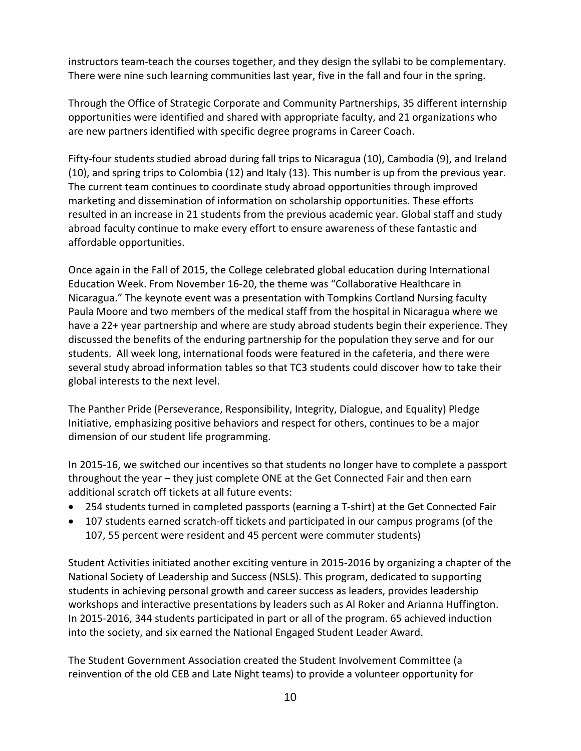instructors team-teach the courses together, and they design the syllabi to be complementary. There were nine such learning communities last year, five in the fall and four in the spring.

Through the Office of Strategic Corporate and Community Partnerships, 35 different internship opportunities were identified and shared with appropriate faculty, and 21 organizations who are new partners identified with specific degree programs in Career Coach.

Fifty-four students studied abroad during fall trips to Nicaragua (10), Cambodia (9), and Ireland (10), and spring trips to Colombia (12) and Italy (13). This number is up from the previous year. The current team continues to coordinate study abroad opportunities through improved marketing and dissemination of information on scholarship opportunities. These efforts resulted in an increase in 21 students from the previous academic year. Global staff and study abroad faculty continue to make every effort to ensure awareness of these fantastic and affordable opportunities.

Once again in the Fall of 2015, the College celebrated global education during International Education Week. From November 16-20, the theme was "Collaborative Healthcare in Nicaragua." The keynote event was a presentation with Tompkins Cortland Nursing faculty Paula Moore and two members of the medical staff from the hospital in Nicaragua where we have a 22+ year partnership and where are study abroad students begin their experience. They discussed the benefits of the enduring partnership for the population they serve and for our students. All week long, international foods were featured in the cafeteria, and there were several study abroad information tables so that TC3 students could discover how to take their global interests to the next level.

The Panther Pride (Perseverance, Responsibility, Integrity, Dialogue, and Equality) Pledge Initiative, emphasizing positive behaviors and respect for others, continues to be a major dimension of our student life programming.

In 2015-16, we switched our incentives so that students no longer have to complete a passport throughout the year – they just complete ONE at the Get Connected Fair and then earn additional scratch off tickets at all future events:

- 254 students turned in completed passports (earning a T-shirt) at the Get Connected Fair
- 107 students earned scratch-off tickets and participated in our campus programs (of the 107, 55 percent were resident and 45 percent were commuter students)

Student Activities initiated another exciting venture in 2015-2016 by organizing a chapter of the National Society of Leadership and Success (NSLS). This program, dedicated to supporting students in achieving personal growth and career success as leaders, provides leadership workshops and interactive presentations by leaders such as Al Roker and Arianna Huffington. In 2015-2016, 344 students participated in part or all of the program. 65 achieved induction into the society, and six earned the National Engaged Student Leader Award.

The Student Government Association created the Student Involvement Committee (a reinvention of the old CEB and Late Night teams) to provide a volunteer opportunity for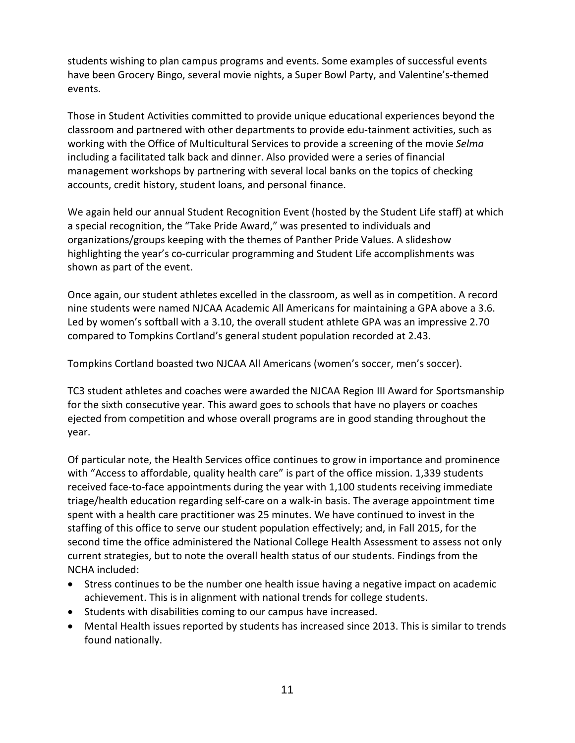students wishing to plan campus programs and events. Some examples of successful events have been Grocery Bingo, several movie nights, a Super Bowl Party, and Valentine's-themed events.

Those in Student Activities committed to provide unique educational experiences beyond the classroom and partnered with other departments to provide edu-tainment activities, such as working with the Office of Multicultural Services to provide a screening of the movie *Selma* including a facilitated talk back and dinner. Also provided were a series of financial management workshops by partnering with several local banks on the topics of checking accounts, credit history, student loans, and personal finance.

We again held our annual Student Recognition Event (hosted by the Student Life staff) at which a special recognition, the "Take Pride Award," was presented to individuals and organizations/groups keeping with the themes of Panther Pride Values. A slideshow highlighting the year's co-curricular programming and Student Life accomplishments was shown as part of the event.

Once again, our student athletes excelled in the classroom, as well as in competition. A record nine students were named NJCAA Academic All Americans for maintaining a GPA above a 3.6. Led by women's softball with a 3.10, the overall student athlete GPA was an impressive 2.70 compared to Tompkins Cortland's general student population recorded at 2.43.

Tompkins Cortland boasted two NJCAA All Americans (women's soccer, men's soccer).

TC3 student athletes and coaches were awarded the NJCAA Region III Award for Sportsmanship for the sixth consecutive year. This award goes to schools that have no players or coaches ejected from competition and whose overall programs are in good standing throughout the year.

Of particular note, the Health Services office continues to grow in importance and prominence with "Access to affordable, quality health care" is part of the office mission. 1,339 students received face-to-face appointments during the year with 1,100 students receiving immediate triage/health education regarding self-care on a walk-in basis. The average appointment time spent with a health care practitioner was 25 minutes. We have continued to invest in the staffing of this office to serve our student population effectively; and, in Fall 2015, for the second time the office administered the National College Health Assessment to assess not only current strategies, but to note the overall health status of our students. Findings from the NCHA included:

- Stress continues to be the number one health issue having a negative impact on academic achievement. This is in alignment with national trends for college students.
- Students with disabilities coming to our campus have increased.
- Mental Health issues reported by students has increased since 2013. This is similar to trends found nationally.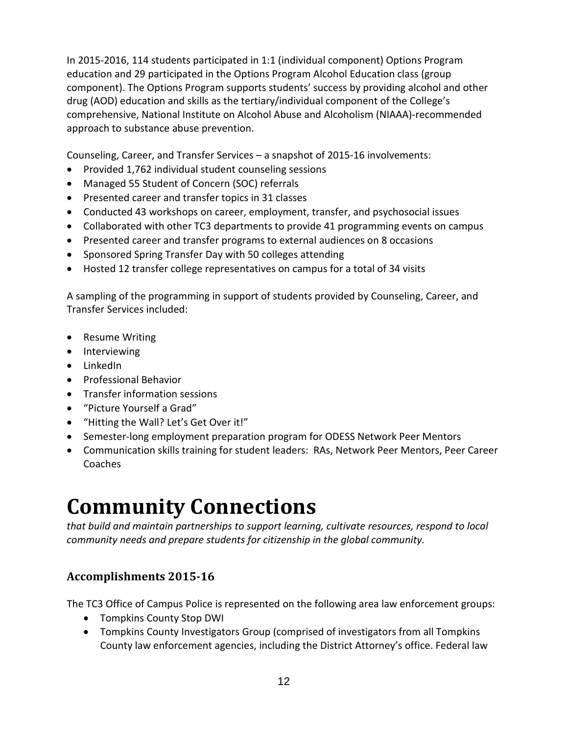In 2015-2016, 114 students participated in 1:1 (individual component) Options Program education and 29 participated in the Options Program Alcohol Education class (group component). The Options Program supports students' success by providing alcohol and other drug (AOD) education and skills as the tertiary/individual component of the College's comprehensive, National Institute on Alcohol Abuse and Alcoholism (NIAAA)-recommended approach to substance abuse prevention.

Counseling, Career, and Transfer Services – a snapshot of 2015-16 involvements:

- Provided 1,762 individual student counseling sessions
- Managed 55 Student of Concern (SOC) referrals
- Presented career and transfer topics in 31 classes
- Conducted 43 workshops on career, employment, transfer, and psychosocial issues
- Collaborated with other TC3 departments to provide 41 programming events on campus
- Presented career and transfer programs to external audiences on 8 occasions
- Sponsored Spring Transfer Day with 50 colleges attending
- Hosted 12 transfer college representatives on campus for a total of 34 visits

A sampling of the programming in support of students provided by Counseling, Career, and Transfer Services included:

- Resume Writing
- Interviewing
- LinkedIn
- Professional Behavior
- Transfer information sessions
- "Picture Yourself a Grad"
- "Hitting the Wall? Let's Get Over it!"
- Semester-long employment preparation program for ODESS Network Peer Mentors
- Communication skills training for student leaders: RAs, Network Peer Mentors, Peer Career Coaches

# Community Connections

*that build and maintain partnerships to support learning, cultivate resources, respond to local community needs and prepare students for citizenship in the global community.*

### Accomplishments 2015-16

The TC3 Office of Campus Police is represented on the following area law enforcement groups:

- Tompkins County Stop DWI
- Tompkins County Investigators Group (comprised of investigators from all Tompkins County law enforcement agencies, including the District Attorney's office. Federal law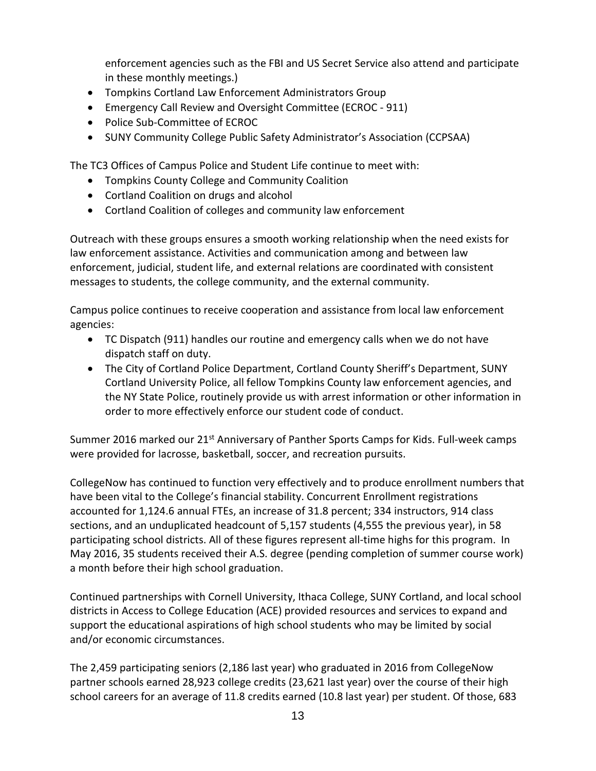enforcement agencies such as the FBI and US Secret Service also attend and participate in these monthly meetings.)

- Tompkins Cortland Law Enforcement Administrators Group
- Emergency Call Review and Oversight Committee (ECROC - 911)
- Police Sub-Committee of ECROC
- SUNY Community College Public Safety Administrator's Association (CCPSAA)

The TC3 Offices of Campus Police and Student Life continue to meet with:

- Tompkins County College and Community Coalition
- Cortland Coalition on drugs and alcohol
- Cortland Coalition of colleges and community law enforcement

Outreach with these groups ensures a smooth working relationship when the need exists for law enforcement assistance. Activities and communication among and between law enforcement, judicial, student life, and external relations are coordinated with consistent messages to students, the college community, and the external community.

Campus police continues to receive cooperation and assistance from local law enforcement agencies:

- TC Dispatch (911) handles our routine and emergency calls when we do not have dispatch staff on duty.
- The City of Cortland Police Department, Cortland County Sheriff's Department, SUNY Cortland University Police, all fellow Tompkins County law enforcement agencies, and the NY State Police, routinely provide us with arrest information or other information in order to more effectively enforce our student code of conduct.

Summer 2016 marked our 21st Anniversary of Panther Sports Camps for Kids. Full-week camps were provided for lacrosse, basketball, soccer, and recreation pursuits.

CollegeNow has continued to function very effectively and to produce enrollment numbers that have been vital to the College's financial stability. Concurrent Enrollment registrations accounted for 1,124.6 annual FTEs, an increase of 31.8 percent; 334 instructors, 914 class sections, and an unduplicated headcount of 5,157 students (4,555 the previous year), in 58 participating school districts. All of these figures represent all-time highs for this program. In May 2016, 35 students received their A.S. degree (pending completion of summer course work) a month before their high school graduation.

Continued partnerships with Cornell University, Ithaca College, SUNY Cortland, and local school districts in Access to College Education (ACE) provided resources and services to expand and support the educational aspirations of high school students who may be limited by social and/or economic circumstances.

The 2,459 participating seniors (2,186 last year) who graduated in 2016 from CollegeNow partner schools earned 28,923 college credits (23,621 last year) over the course of their high school careers for an average of 11.8 credits earned (10.8 last year) per student. Of those, 683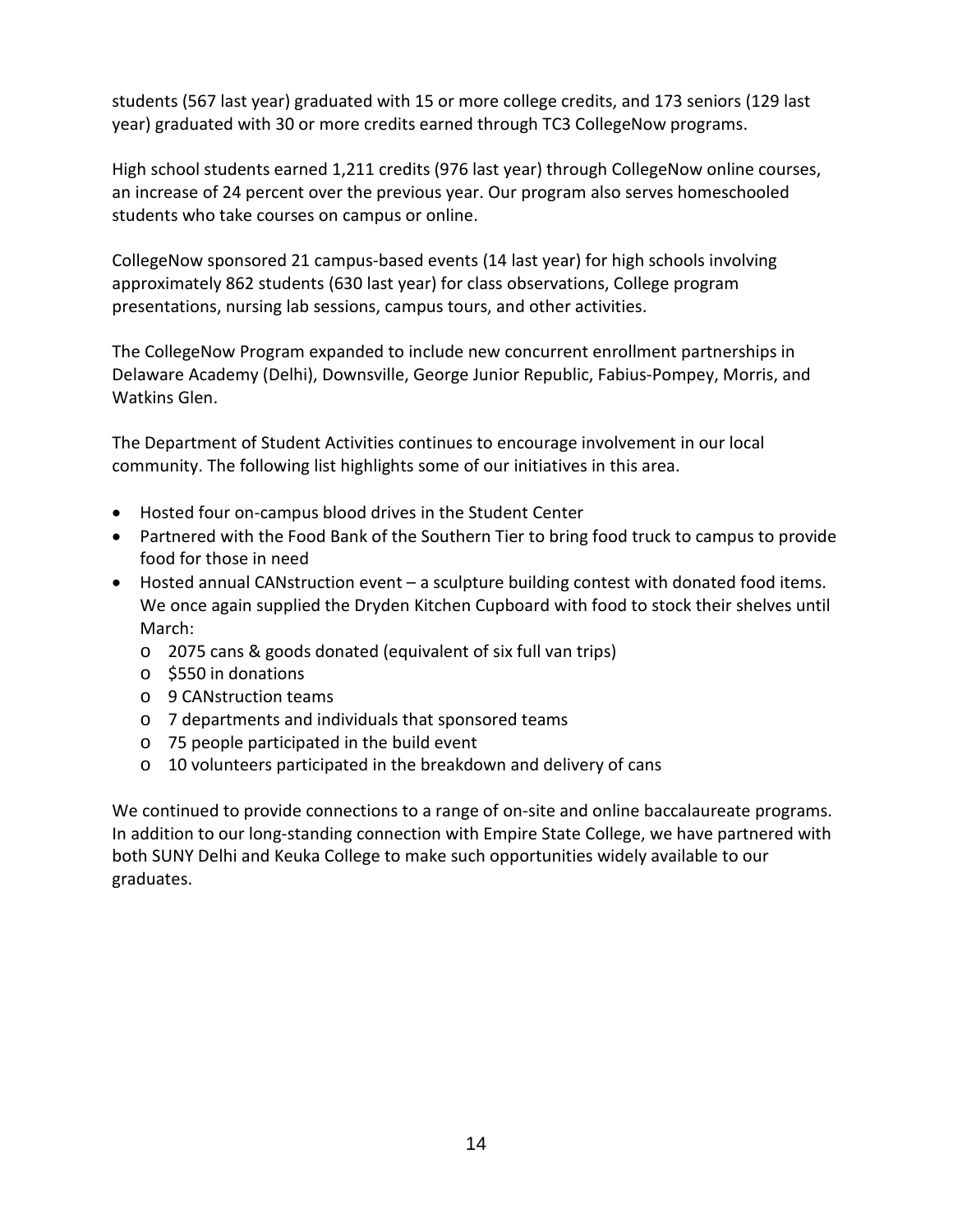students (567 last year) graduated with 15 or more college credits, and 173 seniors (129 last year) graduated with 30 or more credits earned through TC3 CollegeNow programs.

High school students earned 1,211 credits (976 last year) through CollegeNow online courses, an increase of 24 percent over the previous year. Our program also serves homeschooled students who take courses on campus or online.

CollegeNow sponsored 21 campus-based events (14 last year) for high schools involving approximately 862 students (630 last year) for class observations, College program presentations, nursing lab sessions, campus tours, and other activities.

The CollegeNow Program expanded to include new concurrent enrollment partnerships in Delaware Academy (Delhi), Downsville, George Junior Republic, Fabius-Pompey, Morris, and Watkins Glen.

The Department of Student Activities continues to encourage involvement in our local community. The following list highlights some of our initiatives in this area.

- Hosted four on-campus blood drives in the Student Center
- Partnered with the Food Bank of the Southern Tier to bring food truck to campus to provide food for those in need
- Hosted annual CANstruction event – a sculpture building contest with donated food items. We once again supplied the Dryden Kitchen Cupboard with food to stock their shelves until March:
  - 2075 cans & goods donated (equivalent of six full van trips)
  - $550 in donations
  - 9 CANstruction teams
  - 7 departments and individuals that sponsored teams
  - 75 people participated in the build event
  - 10 volunteers participated in the breakdown and delivery of cans

We continued to provide connections to a range of on-site and online baccalaureate programs. In addition to our long-standing connection with Empire State College, we have partnered with both SUNY Delhi and Keuka College to make such opportunities widely available to our graduates.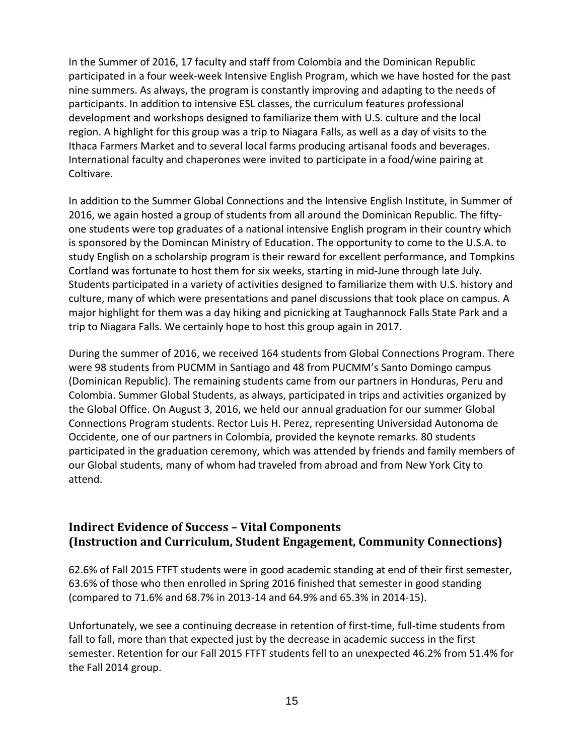In the Summer of 2016, 17 faculty and staff from Colombia and the Dominican Republic participated in a four week-week Intensive English Program, which we have hosted for the past nine summers. As always, the program is constantly improving and adapting to the needs of participants. In addition to intensive ESL classes, the curriculum features professional development and workshops designed to familiarize them with U.S. culture and the local region. A highlight for this group was a trip to Niagara Falls, as well as a day of visits to the Ithaca Farmers Market and to several local farms producing artisanal foods and beverages. International faculty and chaperones were invited to participate in a food/wine pairing at Coltivare.

In addition to the Summer Global Connections and the Intensive English Institute, in Summer of 2016, we again hosted a group of students from all around the Dominican Republic. The fifty-one students were top graduates of a national intensive English program in their country which is sponsored by the Domincan Ministry of Education. The opportunity to come to the U.S.A. to study English on a scholarship program is their reward for excellent performance, and Tompkins Cortland was fortunate to host them for six weeks, starting in mid-June through late July. Students participated in a variety of activities designed to familiarize them with U.S. history and culture, many of which were presentations and panel discussions that took place on campus. A major highlight for them was a day hiking and picnicking at Taughannock Falls State Park and a trip to Niagara Falls. We certainly hope to host this group again in 2017.

During the summer of 2016, we received 164 students from Global Connections Program. There were 98 students from PUCMM in Santiago and 48 from PUCMM's Santo Domingo campus (Dominican Republic). The remaining students came from our partners in Honduras, Peru and Colombia. Summer Global Students, as always, participated in trips and activities organized by the Global Office. On August 3, 2016, we held our annual graduation for our summer Global Connections Program students. Rector Luis H. Perez, representing Universidad Autonoma de Occidente, one of our partners in Colombia, provided the keynote remarks. 80 students participated in the graduation ceremony, which was attended by friends and family members of our Global students, many of whom had traveled from abroad and from New York City to attend.

## Indirect Evidence of Success – Vital Components (Instruction and Curriculum, Student Engagement, Community Connections)

62.6% of Fall 2015 FTFT students were in good academic standing at end of their first semester, 63.6% of those who then enrolled in Spring 2016 finished that semester in good standing (compared to 71.6% and 68.7% in 2013-14 and 64.9% and 65.3% in 2014-15).

Unfortunately, we see a continuing decrease in retention of first-time, full-time students from fall to fall, more than that expected just by the decrease in academic success in the first semester. Retention for our Fall 2015 FTFT students fell to an unexpected 46.2% from 51.4% for the Fall 2014 group.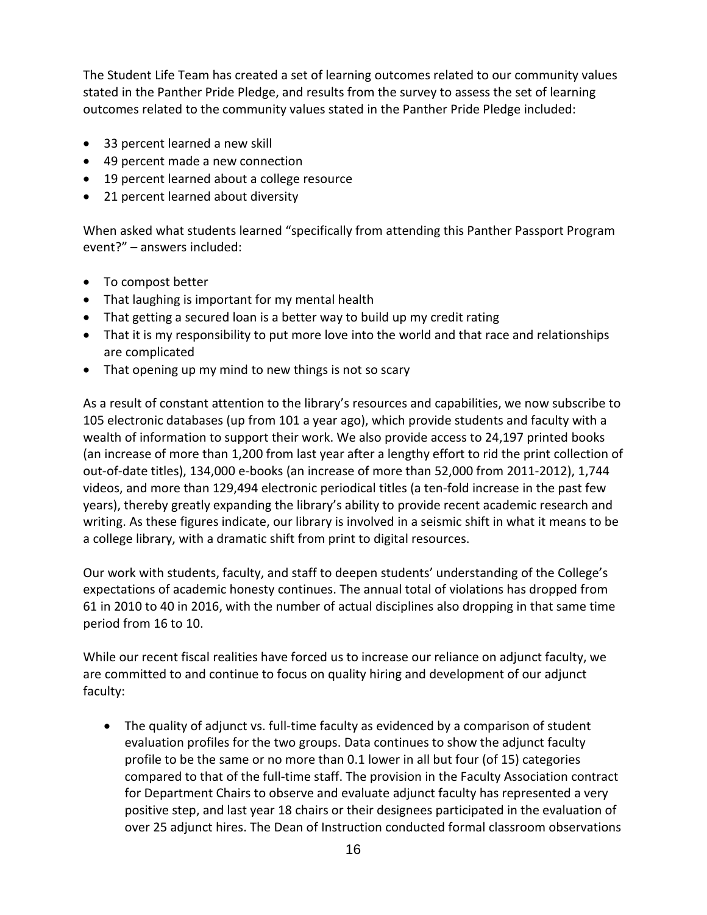The Student Life Team has created a set of learning outcomes related to our community values stated in the Panther Pride Pledge, and results from the survey to assess the set of learning outcomes related to the community values stated in the Panther Pride Pledge included:

- 33 percent learned a new skill
- 49 percent made a new connection
- 19 percent learned about a college resource
- 21 percent learned about diversity

When asked what students learned "specifically from attending this Panther Passport Program event?" – answers included:

- To compost better
- That laughing is important for my mental health
- That getting a secured loan is a better way to build up my credit rating
- That it is my responsibility to put more love into the world and that race and relationships are complicated
- That opening up my mind to new things is not so scary

As a result of constant attention to the library's resources and capabilities, we now subscribe to 105 electronic databases (up from 101 a year ago), which provide students and faculty with a wealth of information to support their work. We also provide access to 24,197 printed books (an increase of more than 1,200 from last year after a lengthy effort to rid the print collection of out-of-date titles), 134,000 e-books (an increase of more than 52,000 from 2011-2012), 1,744 videos, and more than 129,494 electronic periodical titles (a ten-fold increase in the past few years), thereby greatly expanding the library's ability to provide recent academic research and writing. As these figures indicate, our library is involved in a seismic shift in what it means to be a college library, with a dramatic shift from print to digital resources.

Our work with students, faculty, and staff to deepen students' understanding of the College's expectations of academic honesty continues. The annual total of violations has dropped from 61 in 2010 to 40 in 2016, with the number of actual disciplines also dropping in that same time period from 16 to 10.

While our recent fiscal realities have forced us to increase our reliance on adjunct faculty, we are committed to and continue to focus on quality hiring and development of our adjunct faculty:

- The quality of adjunct vs. full-time faculty as evidenced by a comparison of student evaluation profiles for the two groups. Data continues to show the adjunct faculty profile to be the same or no more than 0.1 lower in all but four (of 15) categories compared to that of the full-time staff. The provision in the Faculty Association contract for Department Chairs to observe and evaluate adjunct faculty has represented a very positive step, and last year 18 chairs or their designees participated in the evaluation of over 25 adjunct hires. The Dean of Instruction conducted formal classroom observations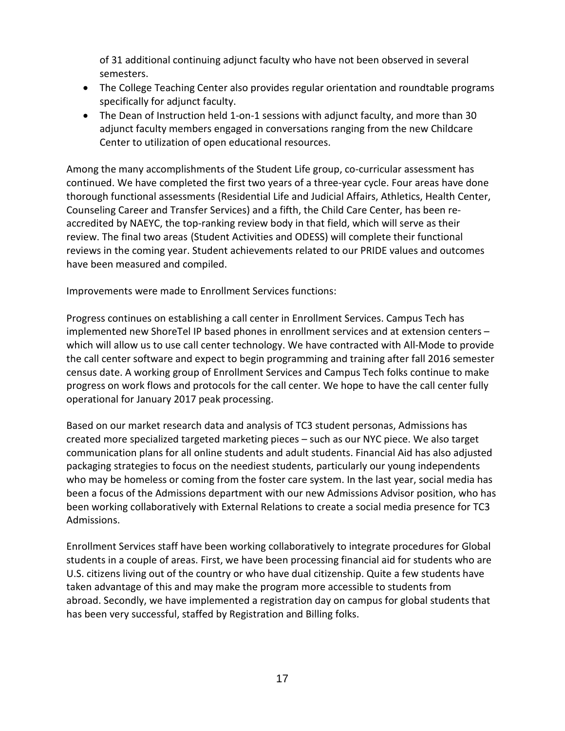of 31 additional continuing adjunct faculty who have not been observed in several semesters.

- The College Teaching Center also provides regular orientation and roundtable programs specifically for adjunct faculty.
- The Dean of Instruction held 1-on-1 sessions with adjunct faculty, and more than 30 adjunct faculty members engaged in conversations ranging from the new Childcare Center to utilization of open educational resources.

Among the many accomplishments of the Student Life group, co-curricular assessment has continued. We have completed the first two years of a three-year cycle. Four areas have done thorough functional assessments (Residential Life and Judicial Affairs, Athletics, Health Center, Counseling Career and Transfer Services) and a fifth, the Child Care Center, has been re-accredited by NAEYC, the top-ranking review body in that field, which will serve as their review. The final two areas (Student Activities and ODESS) will complete their functional reviews in the coming year. Student achievements related to our PRIDE values and outcomes have been measured and compiled.

Improvements were made to Enrollment Services functions:

Progress continues on establishing a call center in Enrollment Services. Campus Tech has implemented new ShoreTel IP based phones in enrollment services and at extension centers – which will allow us to use call center technology. We have contracted with All-Mode to provide the call center software and expect to begin programming and training after fall 2016 semester census date. A working group of Enrollment Services and Campus Tech folks continue to make progress on work flows and protocols for the call center. We hope to have the call center fully operational for January 2017 peak processing.

Based on our market research data and analysis of TC3 student personas, Admissions has created more specialized targeted marketing pieces – such as our NYC piece. We also target communication plans for all online students and adult students. Financial Aid has also adjusted packaging strategies to focus on the neediest students, particularly our young independents who may be homeless or coming from the foster care system. In the last year, social media has been a focus of the Admissions department with our new Admissions Advisor position, who has been working collaboratively with External Relations to create a social media presence for TC3 Admissions.

Enrollment Services staff have been working collaboratively to integrate procedures for Global students in a couple of areas. First, we have been processing financial aid for students who are U.S. citizens living out of the country or who have dual citizenship. Quite a few students have taken advantage of this and may make the program more accessible to students from abroad. Secondly, we have implemented a registration day on campus for global students that has been very successful, staffed by Registration and Billing folks.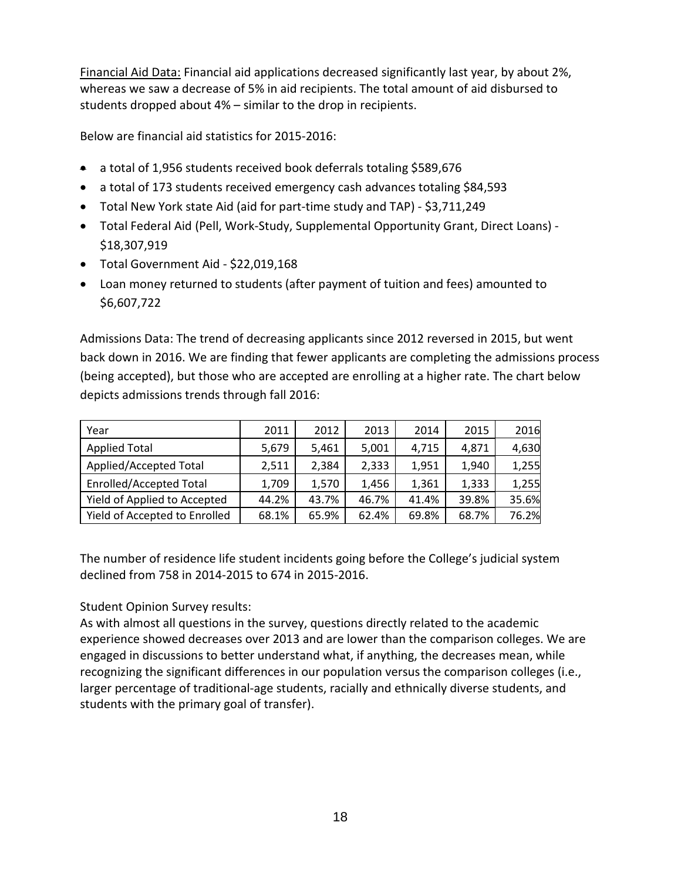<u>Financial Aid Data:</u> Financial aid applications decreased significantly last year, by about 2%, whereas we saw a decrease of 5% in aid recipients. The total amount of aid disbursed to students dropped about 4% – similar to the drop in recipients.

Below are financial aid statistics for 2015-2016:

- a total of 1,956 students received book deferrals totaling $589,676
- a total of 173 students received emergency cash advances totaling $84,593
- Total New York state Aid (aid for part-time study and TAP) - $3,711,249
- Total Federal Aid (Pell, Work-Study, Supplemental Opportunity Grant, Direct Loans) - $18,307,919
- Total Government Aid - $22,019,168
- Loan money returned to students (after payment of tuition and fees) amounted to $6,607,722

Admissions Data: The trend of decreasing applicants since 2012 reversed in 2015, but went back down in 2016. We are finding that fewer applicants are completing the admissions process (being accepted), but those who are accepted are enrolling at a higher rate. The chart below depicts admissions trends through fall 2016:

| Year | 2011 | 2012 | 2013 | 2014 | 2015 | 2016 |
|---|---|---|---|---|---|---|
| Applied Total | 5,679 | 5,461 | 5,001 | 4,715 | 4,871 | 4,630 |
| Applied/Accepted Total | 2,511 | 2,384 | 2,333 | 1,951 | 1,940 | 1,255 |
| Enrolled/Accepted Total | 1,709 | 1,570 | 1,456 | 1,361 | 1,333 | 1,255 |
| Yield of Applied to Accepted | 44.2% | 43.7% | 46.7% | 41.4% | 39.8% | 35.6% |
| Yield of Accepted to Enrolled | 68.1% | 65.9% | 62.4% | 69.8% | 68.7% | 76.2% |

The number of residence life student incidents going before the College's judicial system declined from 758 in 2014-2015 to 674 in 2015-2016.

Student Opinion Survey results:
As with almost all questions in the survey, questions directly related to the academic experience showed decreases over 2013 and are lower than the comparison colleges. We are engaged in discussions to better understand what, if anything, the decreases mean, while recognizing the significant differences in our population versus the comparison colleges (i.e., larger percentage of traditional-age students, racially and ethnically diverse students, and students with the primary goal of transfer).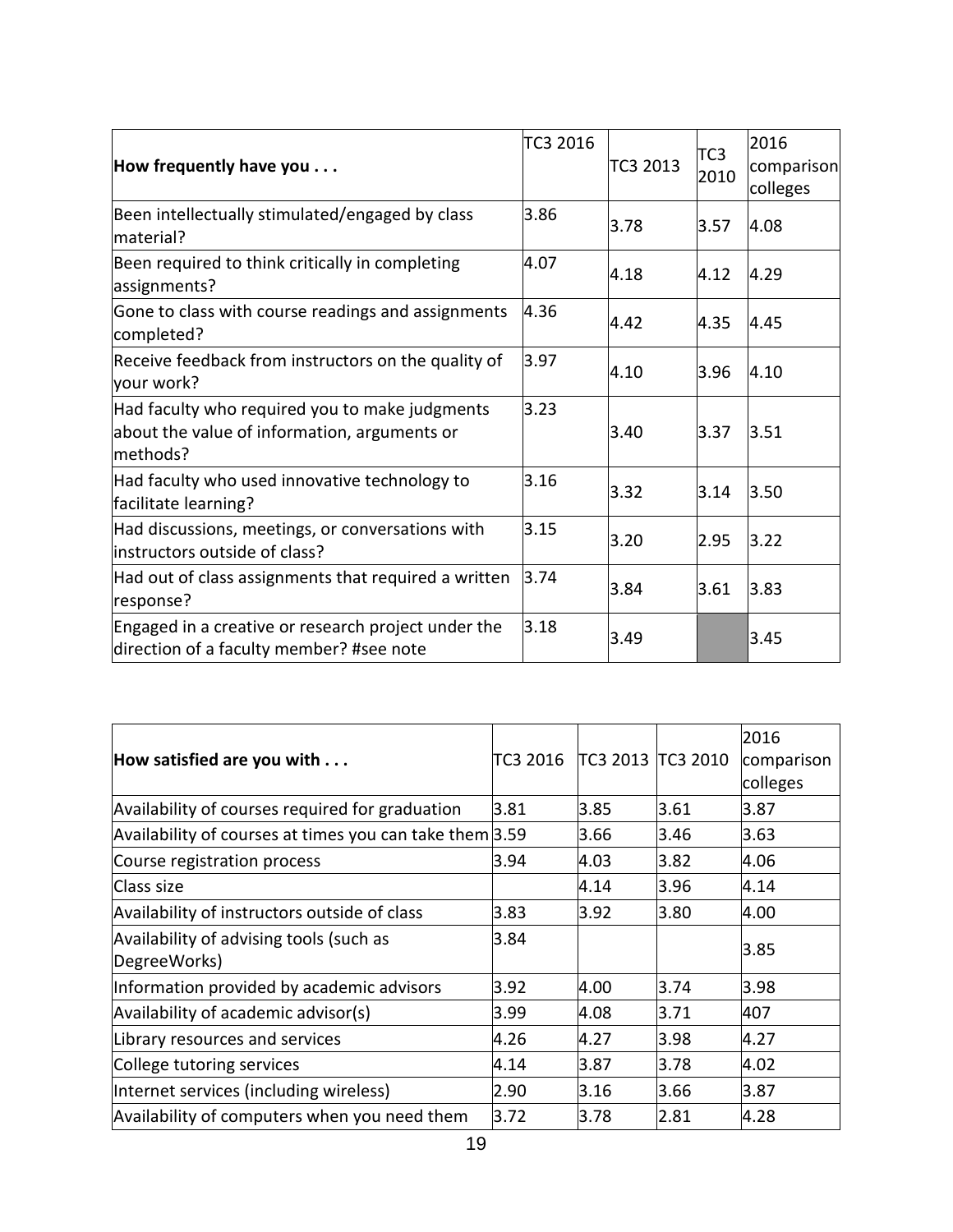| **How frequently have you . . .** | TC3 2016 | TC3 2013 | TC3 2010 | 2016 comparison colleges |
|---|---|---|---|---|
| Been intellectually stimulated/engaged by class material? | 3.86 | 3.78 | 3.57 | 4.08 |
| Been required to think critically in completing assignments? | 4.07 | 4.18 | 4.12 | 4.29 |
| Gone to class with course readings and assignments completed? | 4.36 | 4.42 | 4.35 | 4.45 |
| Receive feedback from instructors on the quality of your work? | 3.97 | 4.10 | 3.96 | 4.10 |
| Had faculty who required you to make judgments about the value of information, arguments or methods? | 3.23 | 3.40 | 3.37 | 3.51 |
| Had faculty who used innovative technology to facilitate learning? | 3.16 | 3.32 | 3.14 | 3.50 |
| Had discussions, meetings, or conversations with instructors outside of class? | 3.15 | 3.20 | 2.95 | 3.22 |
| Had out of class assignments that required a written response? | 3.74 | 3.84 | 3.61 | 3.83 |
| Engaged in a creative or research project under the direction of a faculty member? #see note | 3.18 | 3.49 | | 3.45 |

| **How satisfied are you with . . .** | TC3 2016 | TC3 2013 | TC3 2010 | 2016 comparison colleges |
|---|---|---|---|---|
| Availability of courses required for graduation | 3.81 | 3.85 | 3.61 | 3.87 |
| Availability of courses at times you can take them | 3.59 | 3.66 | 3.46 | 3.63 |
| Course registration process | 3.94 | 4.03 | 3.82 | 4.06 |
| Class size | | 4.14 | 3.96 | 4.14 |
| Availability of instructors outside of class | 3.83 | 3.92 | 3.80 | 4.00 |
| Availability of advising tools (such as DegreeWorks) | 3.84 | | | 3.85 |
| Information provided by academic advisors | 3.92 | 4.00 | 3.74 | 3.98 |
| Availability of academic advisor(s) | 3.99 | 4.08 | 3.71 | 407 |
| Library resources and services | 4.26 | 4.27 | 3.98 | 4.27 |
| College tutoring services | 4.14 | 3.87 | 3.78 | 4.02 |
| Internet services (including wireless) | 2.90 | 3.16 | 3.66 | 3.87 |
| Availability of computers when you need them | 3.72 | 3.78 | 2.81 | 4.28 |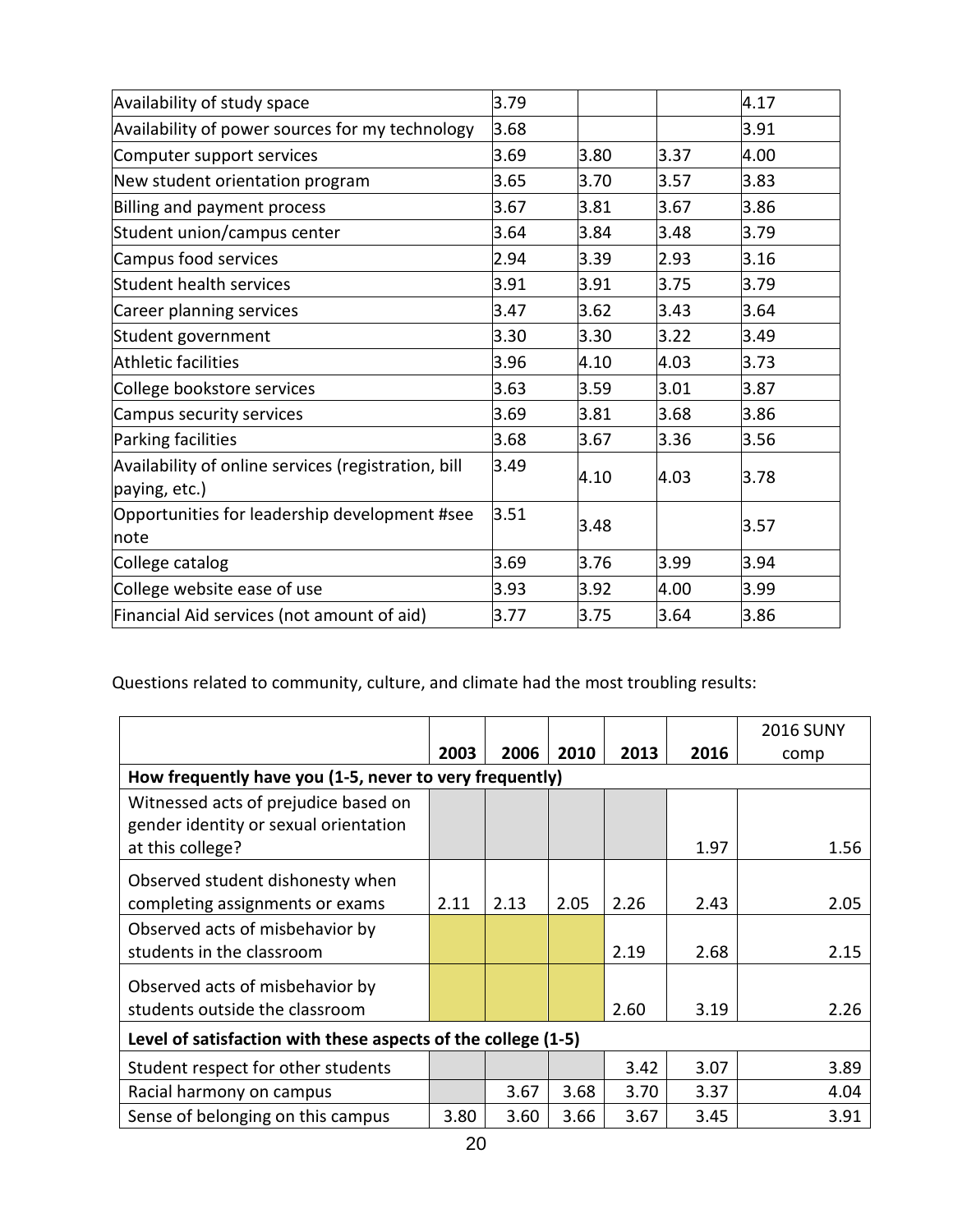| Availability of study space | 3.79 | | | 4.17 |
|---|---|---|---|---|
| Availability of power sources for my technology | 3.68 | | | 3.91 |
| Computer support services | 3.69 | 3.80 | 3.37 | 4.00 |
| New student orientation program | 3.65 | 3.70 | 3.57 | 3.83 |
| Billing and payment process | 3.67 | 3.81 | 3.67 | 3.86 |
| Student union/campus center | 3.64 | 3.84 | 3.48 | 3.79 |
| Campus food services | 2.94 | 3.39 | 2.93 | 3.16 |
| Student health services | 3.91 | 3.91 | 3.75 | 3.79 |
| Career planning services | 3.47 | 3.62 | 3.43 | 3.64 |
| Student government | 3.30 | 3.30 | 3.22 | 3.49 |
| Athletic facilities | 3.96 | 4.10 | 4.03 | 3.73 |
| College bookstore services | 3.63 | 3.59 | 3.01 | 3.87 |
| Campus security services | 3.69 | 3.81 | 3.68 | 3.86 |
| Parking facilities | 3.68 | 3.67 | 3.36 | 3.56 |
| Availability of online services (registration, bill paying, etc.) | 3.49 | 4.10 | 4.03 | 3.78 |
| Opportunities for leadership development #see note | 3.51 | 3.48 | | 3.57 |
| College catalog | 3.69 | 3.76 | 3.99 | 3.94 |
| College website ease of use | 3.93 | 3.92 | 4.00 | 3.99 |
| Financial Aid services (not amount of aid) | 3.77 | 3.75 | 3.64 | 3.86 |

Questions related to community, culture, and climate had the most troubling results:

| | 2003 | 2006 | 2010 | 2013 | 2016 | 2016 SUNY comp |
|---|---|---|---|---|---|---|
| **How frequently have you (1-5, never to very frequently)** | | | | | | |
| Witnessed acts of prejudice based on gender identity or sexual orientation at this college? | | | | | 1.97 | 1.56 |
| Observed student dishonesty when completing assignments or exams | 2.11 | 2.13 | 2.05 | 2.26 | 2.43 | 2.05 |
| Observed acts of misbehavior by students in the classroom | | | | 2.19 | 2.68 | 2.15 |
| Observed acts of misbehavior by students outside the classroom | | | | 2.60 | 3.19 | 2.26 |
| **Level of satisfaction with these aspects of the college (1-5)** | | | | | | |
| Student respect for other students | | | | 3.42 | 3.07 | 3.89 |
| Racial harmony on campus | | 3.67 | 3.68 | 3.70 | 3.37 | 4.04 |
| Sense of belonging on this campus | 3.80 | 3.60 | 3.66 | 3.67 | 3.45 | 3.91 |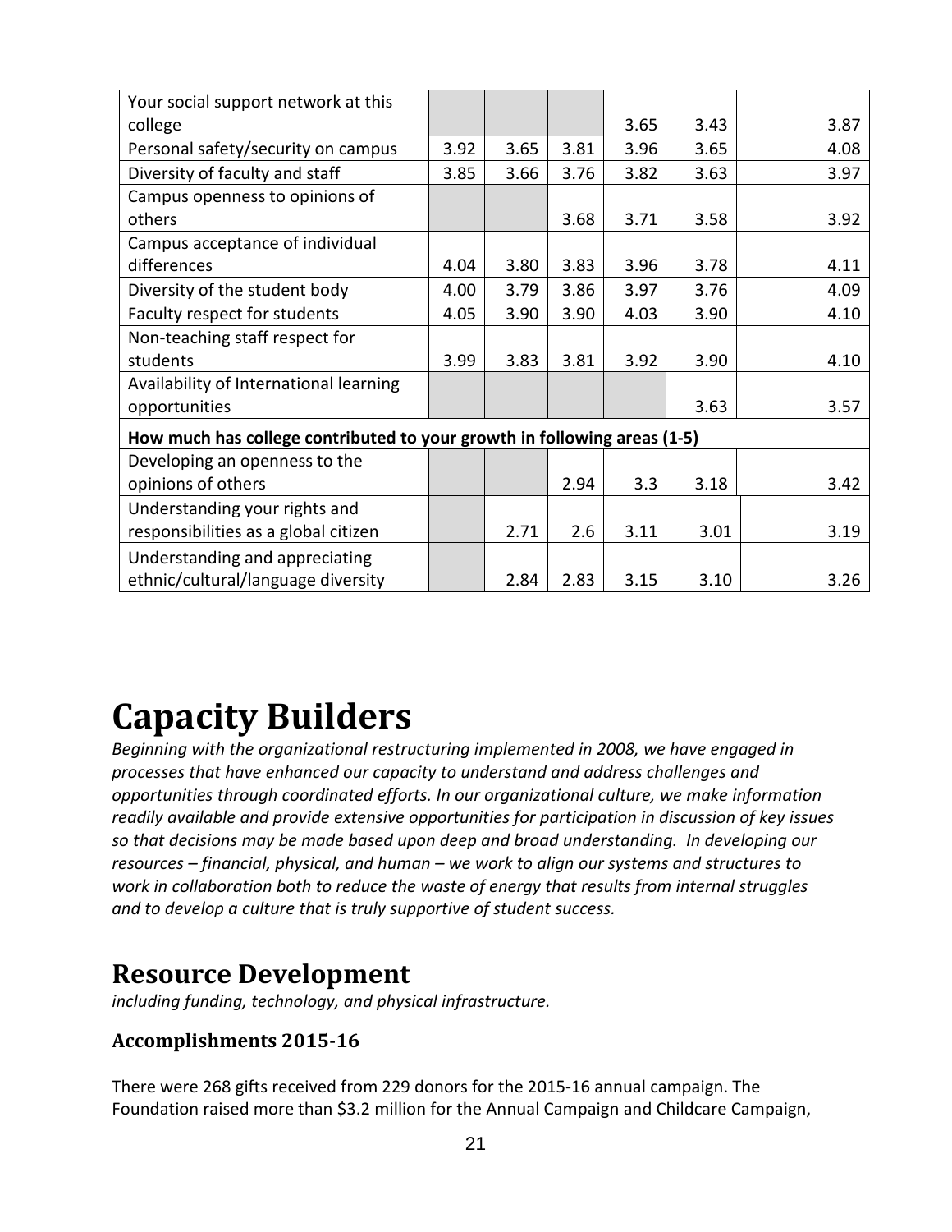| | | | | | | |
|---|---|---|---|---|---|---|
| Your social support network at this college | | | | 3.65 | 3.43 | 3.87 |
| Personal safety/security on campus | 3.92 | 3.65 | 3.81 | 3.96 | 3.65 | 4.08 |
| Diversity of faculty and staff | 3.85 | 3.66 | 3.76 | 3.82 | 3.63 | 3.97 |
| Campus openness to opinions of others | | | 3.68 | 3.71 | 3.58 | 3.92 |
| Campus acceptance of individual differences | 4.04 | 3.80 | 3.83 | 3.96 | 3.78 | 4.11 |
| Diversity of the student body | 4.00 | 3.79 | 3.86 | 3.97 | 3.76 | 4.09 |
| Faculty respect for students | 4.05 | 3.90 | 3.90 | 4.03 | 3.90 | 4.10 |
| Non-teaching staff respect for students | 3.99 | 3.83 | 3.81 | 3.92 | 3.90 | 4.10 |
| Availability of International learning opportunities | | | | | 3.63 | 3.57 |
| **How much has college contributed to your growth in following areas (1-5)** | | | | | | |
| Developing an openness to the opinions of others | | | 2.94 | 3.3 | 3.18 | 3.42 |
| Understanding your rights and responsibilities as a global citizen | | 2.71 | 2.6 | 3.11 | 3.01 | 3.19 |
| Understanding and appreciating ethnic/cultural/language diversity | | 2.84 | 2.83 | 3.15 | 3.10 | 3.26 |

# Capacity Builders

*Beginning with the organizational restructuring implemented in 2008, we have engaged in processes that have enhanced our capacity to understand and address challenges and opportunities through coordinated efforts. In our organizational culture, we make information readily available and provide extensive opportunities for participation in discussion of key issues so that decisions may be made based upon deep and broad understanding. In developing our resources – financial, physical, and human – we work to align our systems and structures to work in collaboration both to reduce the waste of energy that results from internal struggles and to develop a culture that is truly supportive of student success.*

## Resource Development

*including funding, technology, and physical infrastructure.*

### Accomplishments 2015-16

There were 268 gifts received from 229 donors for the 2015-16 annual campaign. The Foundation raised more than $3.2 million for the Annual Campaign and Childcare Campaign,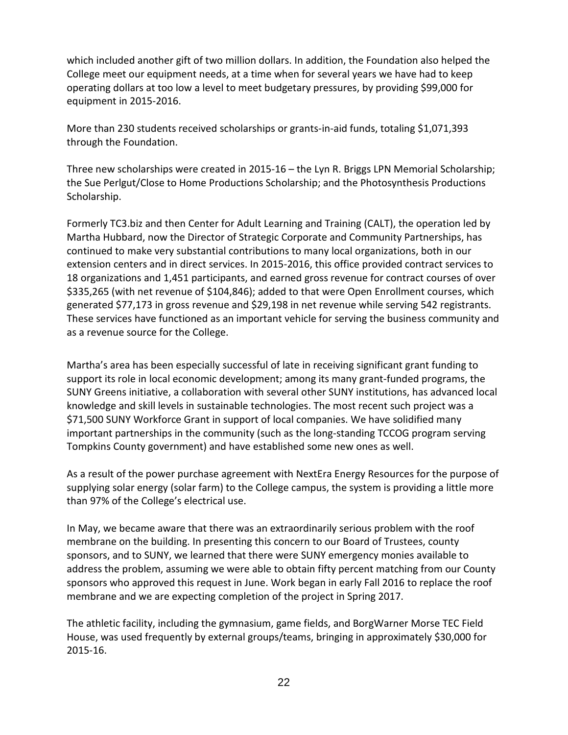which included another gift of two million dollars. In addition, the Foundation also helped the College meet our equipment needs, at a time when for several years we have had to keep operating dollars at too low a level to meet budgetary pressures, by providing $99,000 for equipment in 2015-2016.

More than 230 students received scholarships or grants-in-aid funds, totaling $1,071,393 through the Foundation.

Three new scholarships were created in 2015-16 – the Lyn R. Briggs LPN Memorial Scholarship; the Sue Perlgut/Close to Home Productions Scholarship; and the Photosynthesis Productions Scholarship.

Formerly TC3.biz and then Center for Adult Learning and Training (CALT), the operation led by Martha Hubbard, now the Director of Strategic Corporate and Community Partnerships, has continued to make very substantial contributions to many local organizations, both in our extension centers and in direct services. In 2015-2016, this office provided contract services to 18 organizations and 1,451 participants, and earned gross revenue for contract courses of over $335,265 (with net revenue of $104,846); added to that were Open Enrollment courses, which generated $77,173 in gross revenue and $29,198 in net revenue while serving 542 registrants. These services have functioned as an important vehicle for serving the business community and as a revenue source for the College.

Martha's area has been especially successful of late in receiving significant grant funding to support its role in local economic development; among its many grant-funded programs, the SUNY Greens initiative, a collaboration with several other SUNY institutions, has advanced local knowledge and skill levels in sustainable technologies. The most recent such project was a $71,500 SUNY Workforce Grant in support of local companies. We have solidified many important partnerships in the community (such as the long-standing TCCOG program serving Tompkins County government) and have established some new ones as well.

As a result of the power purchase agreement with NextEra Energy Resources for the purpose of supplying solar energy (solar farm) to the College campus, the system is providing a little more than 97% of the College's electrical use.

In May, we became aware that there was an extraordinarily serious problem with the roof membrane on the building. In presenting this concern to our Board of Trustees, county sponsors, and to SUNY, we learned that there were SUNY emergency monies available to address the problem, assuming we were able to obtain fifty percent matching from our County sponsors who approved this request in June. Work began in early Fall 2016 to replace the roof membrane and we are expecting completion of the project in Spring 2017.

The athletic facility, including the gymnasium, game fields, and BorgWarner Morse TEC Field House, was used frequently by external groups/teams, bringing in approximately $30,000 for 2015-16.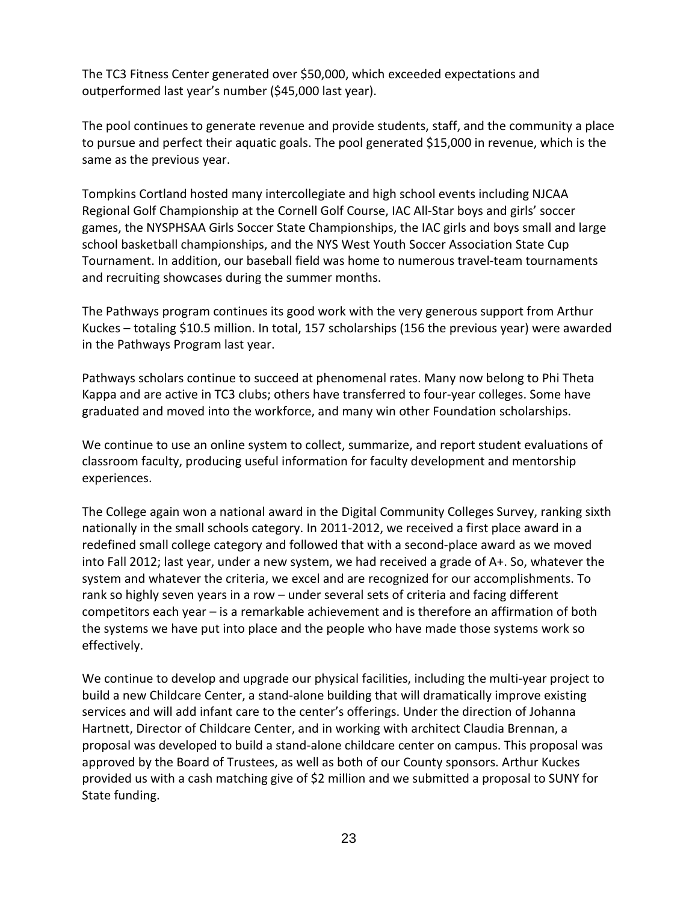The TC3 Fitness Center generated over $50,000, which exceeded expectations and outperformed last year's number ($45,000 last year).

The pool continues to generate revenue and provide students, staff, and the community a place to pursue and perfect their aquatic goals. The pool generated $15,000 in revenue, which is the same as the previous year.

Tompkins Cortland hosted many intercollegiate and high school events including NJCAA Regional Golf Championship at the Cornell Golf Course, IAC All-Star boys and girls' soccer games, the NYSPHSAA Girls Soccer State Championships, the IAC girls and boys small and large school basketball championships, and the NYS West Youth Soccer Association State Cup Tournament. In addition, our baseball field was home to numerous travel-team tournaments and recruiting showcases during the summer months.

The Pathways program continues its good work with the very generous support from Arthur Kuckes – totaling $10.5 million. In total, 157 scholarships (156 the previous year) were awarded in the Pathways Program last year.

Pathways scholars continue to succeed at phenomenal rates. Many now belong to Phi Theta Kappa and are active in TC3 clubs; others have transferred to four-year colleges. Some have graduated and moved into the workforce, and many win other Foundation scholarships.

We continue to use an online system to collect, summarize, and report student evaluations of classroom faculty, producing useful information for faculty development and mentorship experiences.

The College again won a national award in the Digital Community Colleges Survey, ranking sixth nationally in the small schools category. In 2011-2012, we received a first place award in a redefined small college category and followed that with a second-place award as we moved into Fall 2012; last year, under a new system, we had received a grade of A+. So, whatever the system and whatever the criteria, we excel and are recognized for our accomplishments. To rank so highly seven years in a row – under several sets of criteria and facing different competitors each year – is a remarkable achievement and is therefore an affirmation of both the systems we have put into place and the people who have made those systems work so effectively.

We continue to develop and upgrade our physical facilities, including the multi-year project to build a new Childcare Center, a stand-alone building that will dramatically improve existing services and will add infant care to the center's offerings. Under the direction of Johanna Hartnett, Director of Childcare Center, and in working with architect Claudia Brennan, a proposal was developed to build a stand-alone childcare center on campus. This proposal was approved by the Board of Trustees, as well as both of our County sponsors. Arthur Kuckes provided us with a cash matching give of $2 million and we submitted a proposal to SUNY for State funding.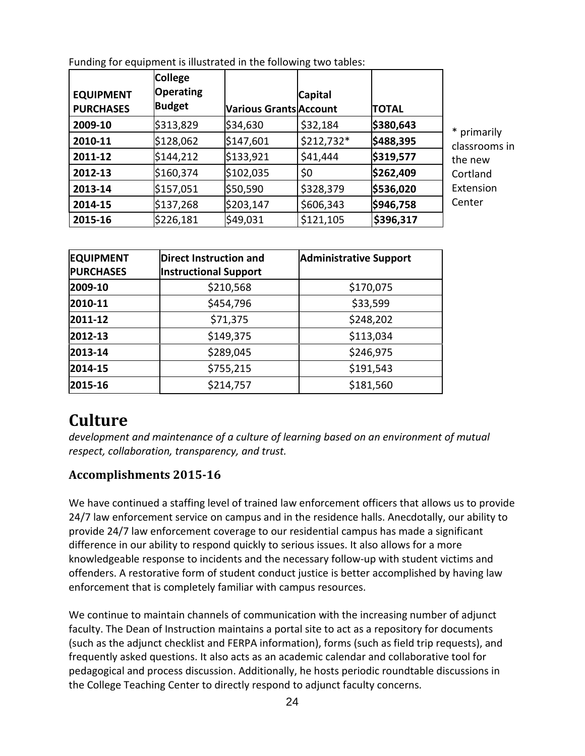Funding for equipment is illustrated in the following two tables:

| EQUIPMENT PURCHASES | College Operating Budget | Various Grants | Capital Account | TOTAL |
|---|---|---|---|---|
| **2009-10** | $313,829 | $34,630 | $32,184 | **$380,643** |
| **2010-11** | $128,062 | $147,601 | $212,732* | **$488,395** |
| **2011-12** | $144,212 | $133,921 | $41,444 | **$319,577** |
| **2012-13** | $160,374 | $102,035 | $0 | **$262,409** |
| **2013-14** | $157,051 | $50,590 | $328,379 | **$536,020** |
| **2014-15** | $137,268 | $203,147 | $606,343 | **$946,758** |
| **2015-16** | $226,181 | $49,031 | $121,105 | **$396,317** |

* primarily classrooms in the new Cortland Extension Center

| EQUIPMENT PURCHASES | Direct Instruction and Instructional Support | Administrative Support |
|---|---|---|
| **2009-10** | $210,568 | $170,075 |
| **2010-11** | $454,796 | $33,599 |
| **2011-12** | $71,375 | $248,202 |
| **2012-13** | $149,375 | $113,034 |
| **2013-14** | $289,045 | $246,975 |
| **2014-15** | $755,215 | $191,543 |
| **2015-16** | $214,757 | $181,560 |

# Culture

*development and maintenance of a culture of learning based on an environment of mutual respect, collaboration, transparency, and trust.*

## Accomplishments 2015-16

We have continued a staffing level of trained law enforcement officers that allows us to provide 24/7 law enforcement service on campus and in the residence halls. Anecdotally, our ability to provide 24/7 law enforcement coverage to our residential campus has made a significant difference in our ability to respond quickly to serious issues. It also allows for a more knowledgeable response to incidents and the necessary follow-up with student victims and offenders. A restorative form of student conduct justice is better accomplished by having law enforcement that is completely familiar with campus resources.

We continue to maintain channels of communication with the increasing number of adjunct faculty. The Dean of Instruction maintains a portal site to act as a repository for documents (such as the adjunct checklist and FERPA information), forms (such as field trip requests), and frequently asked questions. It also acts as an academic calendar and collaborative tool for pedagogical and process discussion. Additionally, he hosts periodic roundtable discussions in the College Teaching Center to directly respond to adjunct faculty concerns.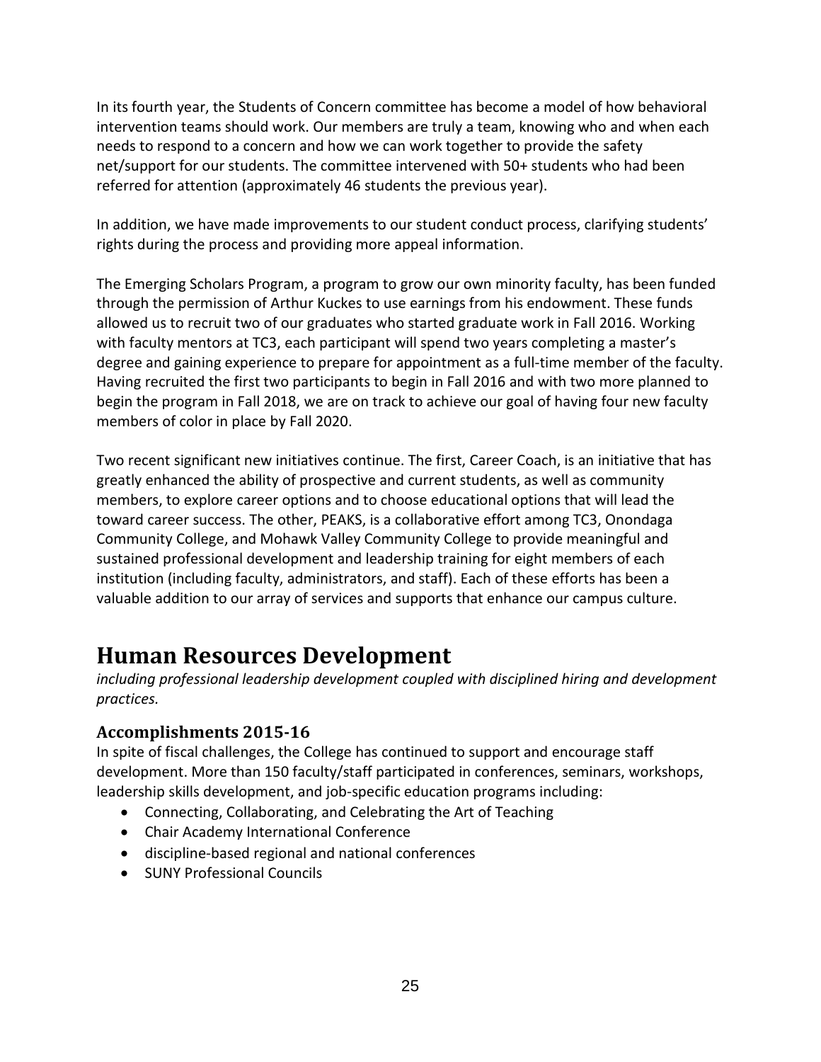In its fourth year, the Students of Concern committee has become a model of how behavioral intervention teams should work. Our members are truly a team, knowing who and when each needs to respond to a concern and how we can work together to provide the safety net/support for our students. The committee intervened with 50+ students who had been referred for attention (approximately 46 students the previous year).

In addition, we have made improvements to our student conduct process, clarifying students' rights during the process and providing more appeal information.

The Emerging Scholars Program, a program to grow our own minority faculty, has been funded through the permission of Arthur Kuckes to use earnings from his endowment. These funds allowed us to recruit two of our graduates who started graduate work in Fall 2016. Working with faculty mentors at TC3, each participant will spend two years completing a master's degree and gaining experience to prepare for appointment as a full-time member of the faculty. Having recruited the first two participants to begin in Fall 2016 and with two more planned to begin the program in Fall 2018, we are on track to achieve our goal of having four new faculty members of color in place by Fall 2020.

Two recent significant new initiatives continue. The first, Career Coach, is an initiative that has greatly enhanced the ability of prospective and current students, as well as community members, to explore career options and to choose educational options that will lead the toward career success. The other, PEAKS, is a collaborative effort among TC3, Onondaga Community College, and Mohawk Valley Community College to provide meaningful and sustained professional development and leadership training for eight members of each institution (including faculty, administrators, and staff). Each of these efforts has been a valuable addition to our array of services and supports that enhance our campus culture.

# Human Resources Development

*including professional leadership development coupled with disciplined hiring and development practices.*

## Accomplishments 2015-16

In spite of fiscal challenges, the College has continued to support and encourage staff development. More than 150 faculty/staff participated in conferences, seminars, workshops, leadership skills development, and job-specific education programs including:

- Connecting, Collaborating, and Celebrating the Art of Teaching
- Chair Academy International Conference
- discipline-based regional and national conferences
- SUNY Professional Councils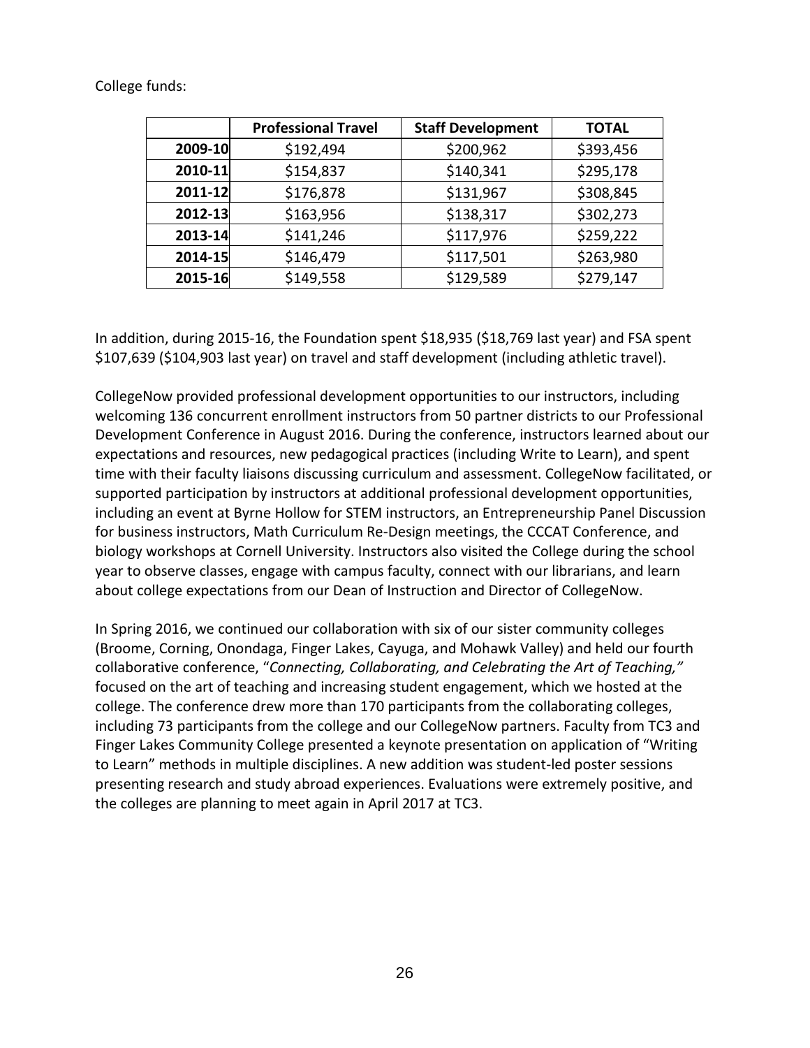College funds:

| | Professional Travel | Staff Development | TOTAL |
|---|---|---|---|
| **2009-10** | $192,494 | $200,962 | $393,456 |
| **2010-11** | $154,837 | $140,341 | $295,178 |
| **2011-12** | $176,878 | $131,967 | $308,845 |
| **2012-13** | $163,956 | $138,317 | $302,273 |
| **2013-14** | $141,246 | $117,976 | $259,222 |
| **2014-15** | $146,479 | $117,501 | $263,980 |
| **2015-16** | $149,558 | $129,589 | $279,147 |

In addition, during 2015-16, the Foundation spent $18,935 ($18,769 last year) and FSA spent $107,639 ($104,903 last year) on travel and staff development (including athletic travel).

CollegeNow provided professional development opportunities to our instructors, including welcoming 136 concurrent enrollment instructors from 50 partner districts to our Professional Development Conference in August 2016. During the conference, instructors learned about our expectations and resources, new pedagogical practices (including Write to Learn), and spent time with their faculty liaisons discussing curriculum and assessment. CollegeNow facilitated, or supported participation by instructors at additional professional development opportunities, including an event at Byrne Hollow for STEM instructors, an Entrepreneurship Panel Discussion for business instructors, Math Curriculum Re-Design meetings, the CCCAT Conference, and biology workshops at Cornell University. Instructors also visited the College during the school year to observe classes, engage with campus faculty, connect with our librarians, and learn about college expectations from our Dean of Instruction and Director of CollegeNow.

In Spring 2016, we continued our collaboration with six of our sister community colleges (Broome, Corning, Onondaga, Finger Lakes, Cayuga, and Mohawk Valley) and held our fourth collaborative conference, "*Connecting, Collaborating, and Celebrating the Art of Teaching,*" focused on the art of teaching and increasing student engagement, which we hosted at the college. The conference drew more than 170 participants from the collaborating colleges, including 73 participants from the college and our CollegeNow partners. Faculty from TC3 and Finger Lakes Community College presented a keynote presentation on application of "Writing to Learn" methods in multiple disciplines. A new addition was student-led poster sessions presenting research and study abroad experiences. Evaluations were extremely positive, and the colleges are planning to meet again in April 2017 at TC3.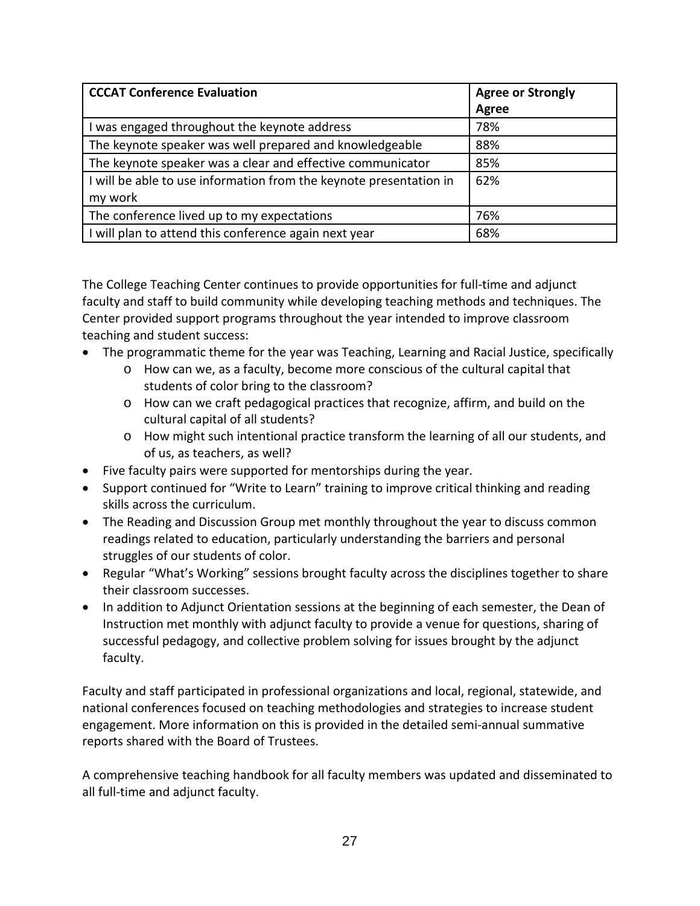| CCCAT Conference Evaluation | Agree or Strongly Agree |
|---|---|
| I was engaged throughout the keynote address | 78% |
| The keynote speaker was well prepared and knowledgeable | 88% |
| The keynote speaker was a clear and effective communicator | 85% |
| I will be able to use information from the keynote presentation in my work | 62% |
| The conference lived up to my expectations | 76% |
| I will plan to attend this conference again next year | 68% |

The College Teaching Center continues to provide opportunities for full-time and adjunct faculty and staff to build community while developing teaching methods and techniques. The Center provided support programs throughout the year intended to improve classroom teaching and student success:

- The programmatic theme for the year was Teaching, Learning and Racial Justice, specifically
  - How can we, as a faculty, become more conscious of the cultural capital that students of color bring to the classroom?
  - How can we craft pedagogical practices that recognize, affirm, and build on the cultural capital of all students?
  - How might such intentional practice transform the learning of all our students, and of us, as teachers, as well?
- Five faculty pairs were supported for mentorships during the year.
- Support continued for "Write to Learn" training to improve critical thinking and reading skills across the curriculum.
- The Reading and Discussion Group met monthly throughout the year to discuss common readings related to education, particularly understanding the barriers and personal struggles of our students of color.
- Regular "What's Working" sessions brought faculty across the disciplines together to share their classroom successes.
- In addition to Adjunct Orientation sessions at the beginning of each semester, the Dean of Instruction met monthly with adjunct faculty to provide a venue for questions, sharing of successful pedagogy, and collective problem solving for issues brought by the adjunct faculty.

Faculty and staff participated in professional organizations and local, regional, statewide, and national conferences focused on teaching methodologies and strategies to increase student engagement. More information on this is provided in the detailed semi-annual summative reports shared with the Board of Trustees.

A comprehensive teaching handbook for all faculty members was updated and disseminated to all full-time and adjunct faculty.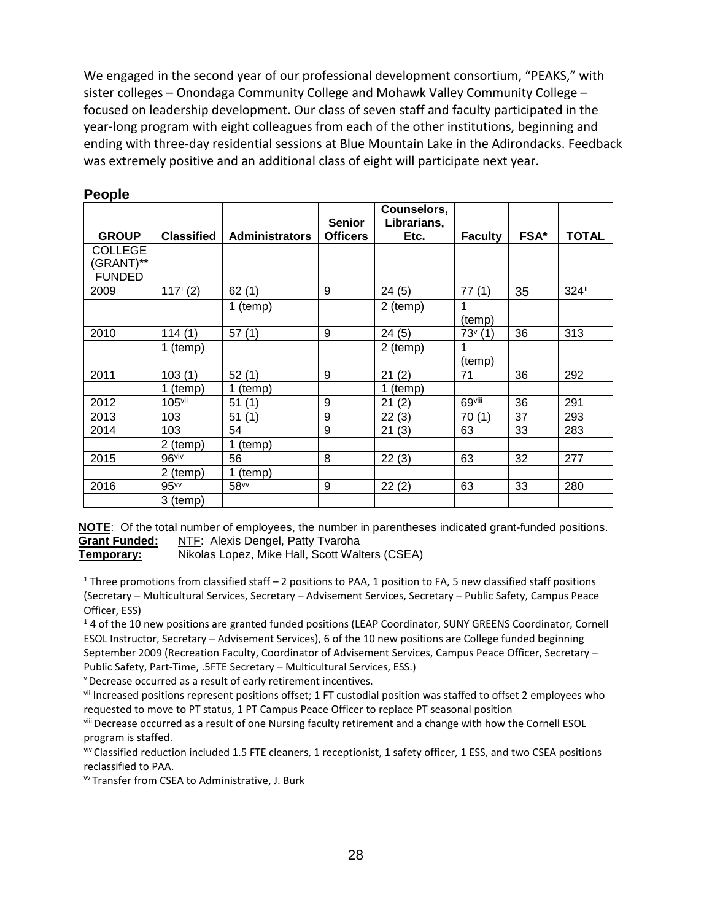We engaged in the second year of our professional development consortium, “PEAKS,” with sister colleges – Onondaga Community College and Mohawk Valley Community College – focused on leadership development. Our class of seven staff and faculty participated in the year-long program with eight colleagues from each of the other institutions, beginning and ending with three-day residential sessions at Blue Mountain Lake in the Adirondacks. Feedback was extremely positive and an additional class of eight will participate next year.

## People

| GROUP | Classified | Administrators | Senior Officers | Counselors, Librarians, Etc. | Faculty | FSA* | TOTAL |
|---|---|---|---|---|---|---|---|
| COLLEGE (GRANT)** FUNDED | | | | | | | |
| 2009 | 117[i] (2) | 62 (1) | 9 | 24 (5) | 77 (1) | 35 | 324[ii] |
| | | 1 (temp) | | 2 (temp) | 1 (temp) | | |
| 2010 | 114 (1) | 57 (1) | 9 | 24 (5) | 73[v] (1) | 36 | 313 |
| | 1 (temp) | | | 2 (temp) | 1 (temp) | | |
| 2011 | 103 (1) | 52 (1) | 9 | 21 (2) | 71 | 36 | 292 |
| | 1 (temp) | 1 (temp) | | 1 (temp) | | | |
| 2012 | 105[vii] | 51 (1) | 9 | 21 (2) | 69[viii] | 36 | 291 |
| 2013 | 103 | 51 (1) | 9 | 22 (3) | 70 (1) | 37 | 293 |
| 2014 | 103 | 54 | 9 | 21 (3) | 63 | 33 | 283 |
| | 2 (temp) | 1 (temp) | | | | | |
| 2015 | 96[viv] | 56 | 8 | 22 (3) | 63 | 32 | 277 |
| | 2 (temp) | 1 (temp) | | | | | |
| 2016 | 95[vv] | 58[vv] | 9 | 22 (2) | 63 | 33 | 280 |
| | 3 (temp) | | | | | | |

**NOTE**: Of the total number of employees, the number in parentheses indicated grant-funded positions.
**Grant Funded:** NTF: Alexis Dengel, Patty Tvaroha
**Temporary:** Nikolas Lopez, Mike Hall, Scott Walters (CSEA)

[1] Three promotions from classified staff – 2 positions to PAA, 1 position to FA, 5 new classified staff positions (Secretary – Multicultural Services, Secretary – Advisement Services, Secretary – Public Safety, Campus Peace Officer, ESS)

[1] 4 of the 10 new positions are granted funded positions (LEAP Coordinator, SUNY GREENS Coordinator, Cornell ESOL Instructor, Secretary – Advisement Services), 6 of the 10 new positions are College funded beginning September 2009 (Recreation Faculty, Coordinator of Advisement Services, Campus Peace Officer, Secretary – Public Safety, Part-Time, .5FTE Secretary – Multicultural Services, ESS.)

[v] Decrease occurred as a result of early retirement incentives.

[vii] Increased positions represent positions offset; 1 FT custodial position was staffed to offset 2 employees who requested to move to PT status, 1 PT Campus Peace Officer to replace PT seasonal position

[viii] Decrease occurred as a result of one Nursing faculty retirement and a change with how the Cornell ESOL program is staffed.

[viv] Classified reduction included 1.5 FTE cleaners, 1 receptionist, 1 safety officer, 1 ESS, and two CSEA positions reclassified to PAA.

[vv] Transfer from CSEA to Administrative, J. Burk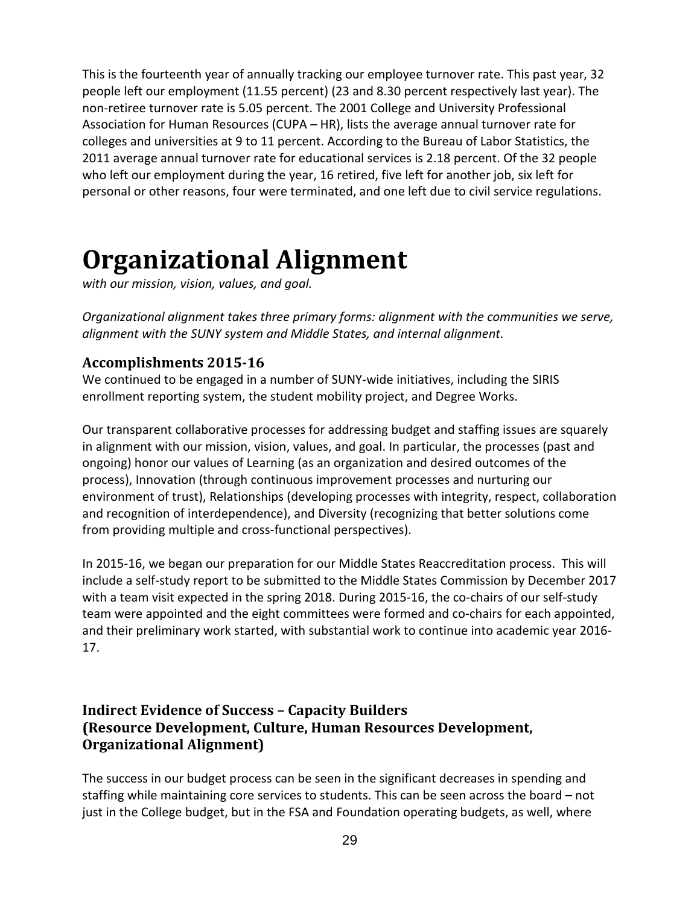This is the fourteenth year of annually tracking our employee turnover rate. This past year, 32 people left our employment (11.55 percent) (23 and 8.30 percent respectively last year). The non-retiree turnover rate is 5.05 percent. The 2001 College and University Professional Association for Human Resources (CUPA – HR), lists the average annual turnover rate for colleges and universities at 9 to 11 percent. According to the Bureau of Labor Statistics, the 2011 average annual turnover rate for educational services is 2.18 percent. Of the 32 people who left our employment during the year, 16 retired, five left for another job, six left for personal or other reasons, four were terminated, and one left due to civil service regulations.

# Organizational Alignment

*with our mission, vision, values, and goal.*

*Organizational alignment takes three primary forms: alignment with the communities we serve, alignment with the SUNY system and Middle States, and internal alignment.*

### Accomplishments 2015-16

We continued to be engaged in a number of SUNY-wide initiatives, including the SIRIS enrollment reporting system, the student mobility project, and Degree Works.

Our transparent collaborative processes for addressing budget and staffing issues are squarely in alignment with our mission, vision, values, and goal. In particular, the processes (past and ongoing) honor our values of Learning (as an organization and desired outcomes of the process), Innovation (through continuous improvement processes and nurturing our environment of trust), Relationships (developing processes with integrity, respect, collaboration and recognition of interdependence), and Diversity (recognizing that better solutions come from providing multiple and cross-functional perspectives).

In 2015-16, we began our preparation for our Middle States Reaccreditation process. This will include a self-study report to be submitted to the Middle States Commission by December 2017 with a team visit expected in the spring 2018. During 2015-16, the co-chairs of our self-study team were appointed and the eight committees were formed and co-chairs for each appointed, and their preliminary work started, with substantial work to continue into academic year 2016-17.

### Indirect Evidence of Success – Capacity Builders (Resource Development, Culture, Human Resources Development, Organizational Alignment)

The success in our budget process can be seen in the significant decreases in spending and staffing while maintaining core services to students. This can be seen across the board – not just in the College budget, but in the FSA and Foundation operating budgets, as well, where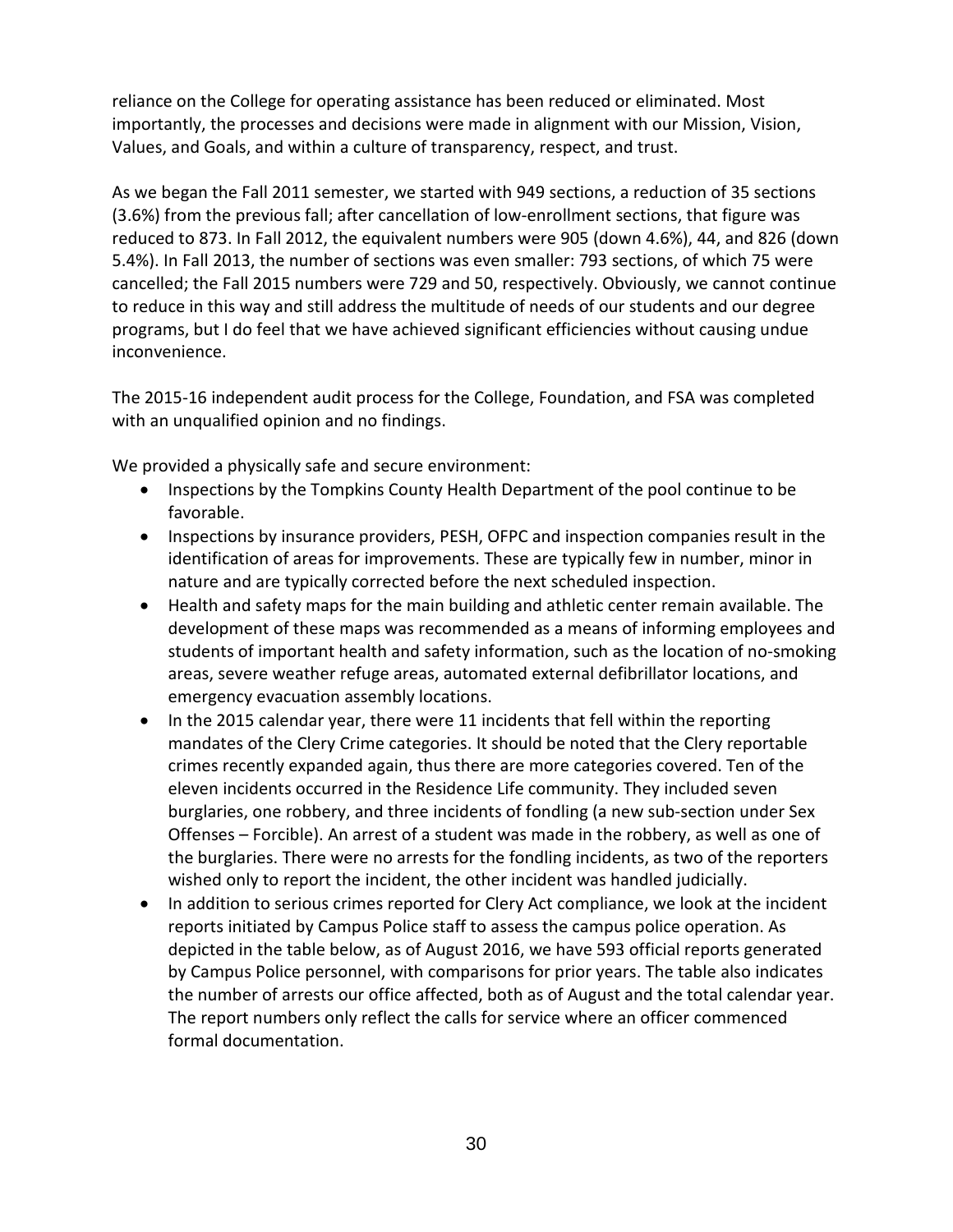reliance on the College for operating assistance has been reduced or eliminated. Most importantly, the processes and decisions were made in alignment with our Mission, Vision, Values, and Goals, and within a culture of transparency, respect, and trust.

As we began the Fall 2011 semester, we started with 949 sections, a reduction of 35 sections (3.6%) from the previous fall; after cancellation of low-enrollment sections, that figure was reduced to 873. In Fall 2012, the equivalent numbers were 905 (down 4.6%), 44, and 826 (down 5.4%). In Fall 2013, the number of sections was even smaller: 793 sections, of which 75 were cancelled; the Fall 2015 numbers were 729 and 50, respectively. Obviously, we cannot continue to reduce in this way and still address the multitude of needs of our students and our degree programs, but I do feel that we have achieved significant efficiencies without causing undue inconvenience.

The 2015-16 independent audit process for the College, Foundation, and FSA was completed with an unqualified opinion and no findings.

We provided a physically safe and secure environment:

- Inspections by the Tompkins County Health Department of the pool continue to be favorable.
- Inspections by insurance providers, PESH, OFPC and inspection companies result in the identification of areas for improvements. These are typically few in number, minor in nature and are typically corrected before the next scheduled inspection.
- Health and safety maps for the main building and athletic center remain available. The development of these maps was recommended as a means of informing employees and students of important health and safety information, such as the location of no-smoking areas, severe weather refuge areas, automated external defibrillator locations, and emergency evacuation assembly locations.
- In the 2015 calendar year, there were 11 incidents that fell within the reporting mandates of the Clery Crime categories. It should be noted that the Clery reportable crimes recently expanded again, thus there are more categories covered. Ten of the eleven incidents occurred in the Residence Life community. They included seven burglaries, one robbery, and three incidents of fondling (a new sub-section under Sex Offenses – Forcible). An arrest of a student was made in the robbery, as well as one of the burglaries. There were no arrests for the fondling incidents, as two of the reporters wished only to report the incident, the other incident was handled judicially.
- In addition to serious crimes reported for Clery Act compliance, we look at the incident reports initiated by Campus Police staff to assess the campus police operation. As depicted in the table below, as of August 2016, we have 593 official reports generated by Campus Police personnel, with comparisons for prior years. The table also indicates the number of arrests our office affected, both as of August and the total calendar year. The report numbers only reflect the calls for service where an officer commenced formal documentation.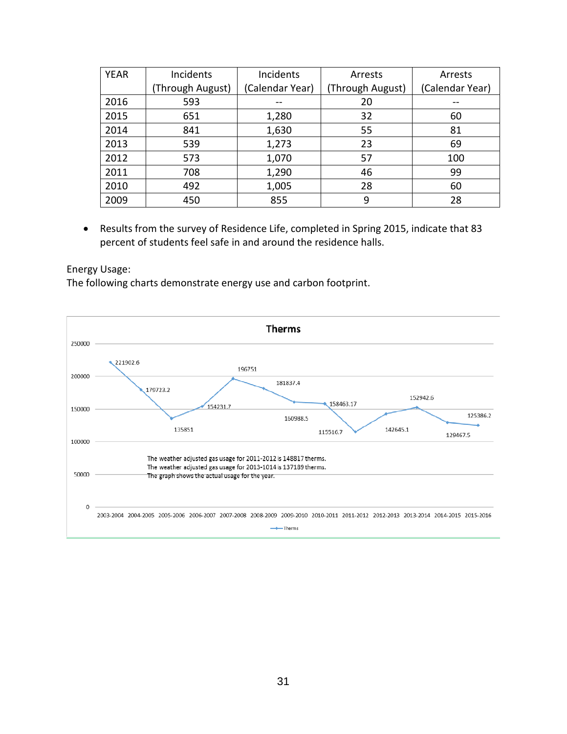| YEAR | Incidents (Through August) | Incidents (Calendar Year) | Arrests (Through August) | Arrests (Calendar Year) |
|---|---|---|---|---|
| 2016 | 593 | -- | 20 | -- |
| 2015 | 651 | 1,280 | 32 | 60 |
| 2014 | 841 | 1,630 | 55 | 81 |
| 2013 | 539 | 1,273 | 23 | 69 |
| 2012 | 573 | 1,070 | 57 | 100 |
| 2011 | 708 | 1,290 | 46 | 99 |
| 2010 | 492 | 1,005 | 28 | 60 |
| 2009 | 450 | 855 | 9 | 28 |

- Results from the survey of Residence Life, completed in Spring 2015, indicate that 83 percent of students feel safe in and around the residence halls.

Energy Usage:
The following charts demonstrate energy use and carbon footprint.

**Therms**

| Year | Therms |
|---|---|
| 2003-2004 | 221902.6 |
| 2004-2005 | 179723.2 |
| 2005-2006 | 135851 |
| 2006-2007 | 154231.7 |
| 2007-2008 | 196751 |
| 2008-2009 | 181837.4 |
| 2009-2010 | 160988.5 |
| 2010-2011 | 158463.17 |
| 2011-2012 | 115516.7 |
| 2012-2013 | 142645.1 |
| 2013-2014 | 152942.6 |
| 2014-2015 | 129467.5 |
| 2015-2016 | 125386.2 |

The weather adjusted gas usage for 2011-2012 is 148817 therms.
The weather adjusted gas usage for 2013-1014 is 137189 therms.
The graph shows the actual usage for the year.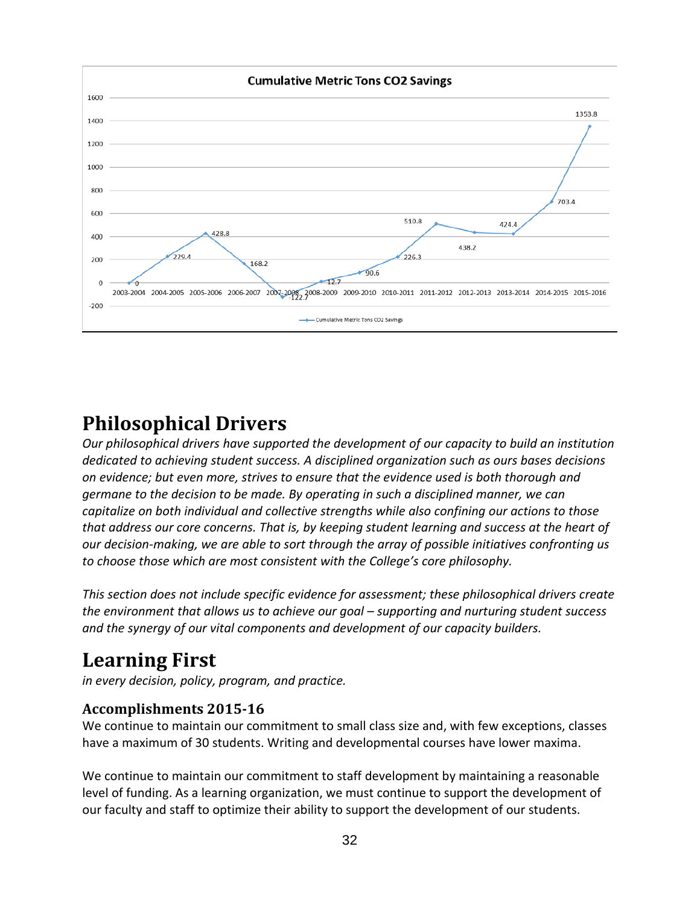**Cumulative Metric Tons CO2 Savings**

| Year | Cumulative Metric Tons $CO_2$ Savings |
|---|---|
| 2003-2004 | 0 |
| 2004-2005 | 229.4 |
| 2005-2006 | 428.8 |
| 2006-2007 | 168.2 |
| 2007-2008 | -122.7 |
| 2008-2009 | 12.7 |
| 2009-2010 | 90.6 |
| 2010-2011 | 226.3 |
| 2011-2012 | 510.8 |
| 2012-2013 | 438.2 |
| 2013-2014 | 424.4 |
| 2014-2015 | 703.4 |
| 2015-2016 | 1353.8 |

# Philosophical Drivers

*Our philosophical drivers have supported the development of our capacity to build an institution dedicated to achieving student success. A disciplined organization such as ours bases decisions on evidence; but even more, strives to ensure that the evidence used is both thorough and germane to the decision to be made. By operating in such a disciplined manner, we can capitalize on both individual and collective strengths while also confining our actions to those that address our core concerns. That is, by keeping student learning and success at the heart of our decision-making, we are able to sort through the array of possible initiatives confronting us to choose those which are most consistent with the College's core philosophy.*

*This section does not include specific evidence for assessment; these philosophical drivers create the environment that allows us to achieve our goal – supporting and nurturing student success and the synergy of our vital components and development of our capacity builders.*

# Learning First

*in every decision, policy, program, and practice.*

### Accomplishments 2015-16

We continue to maintain our commitment to small class size and, with few exceptions, classes have a maximum of 30 students. Writing and developmental courses have lower maxima.

We continue to maintain our commitment to staff development by maintaining a reasonable level of funding. As a learning organization, we must continue to support the development of our faculty and staff to optimize their ability to support the development of our students.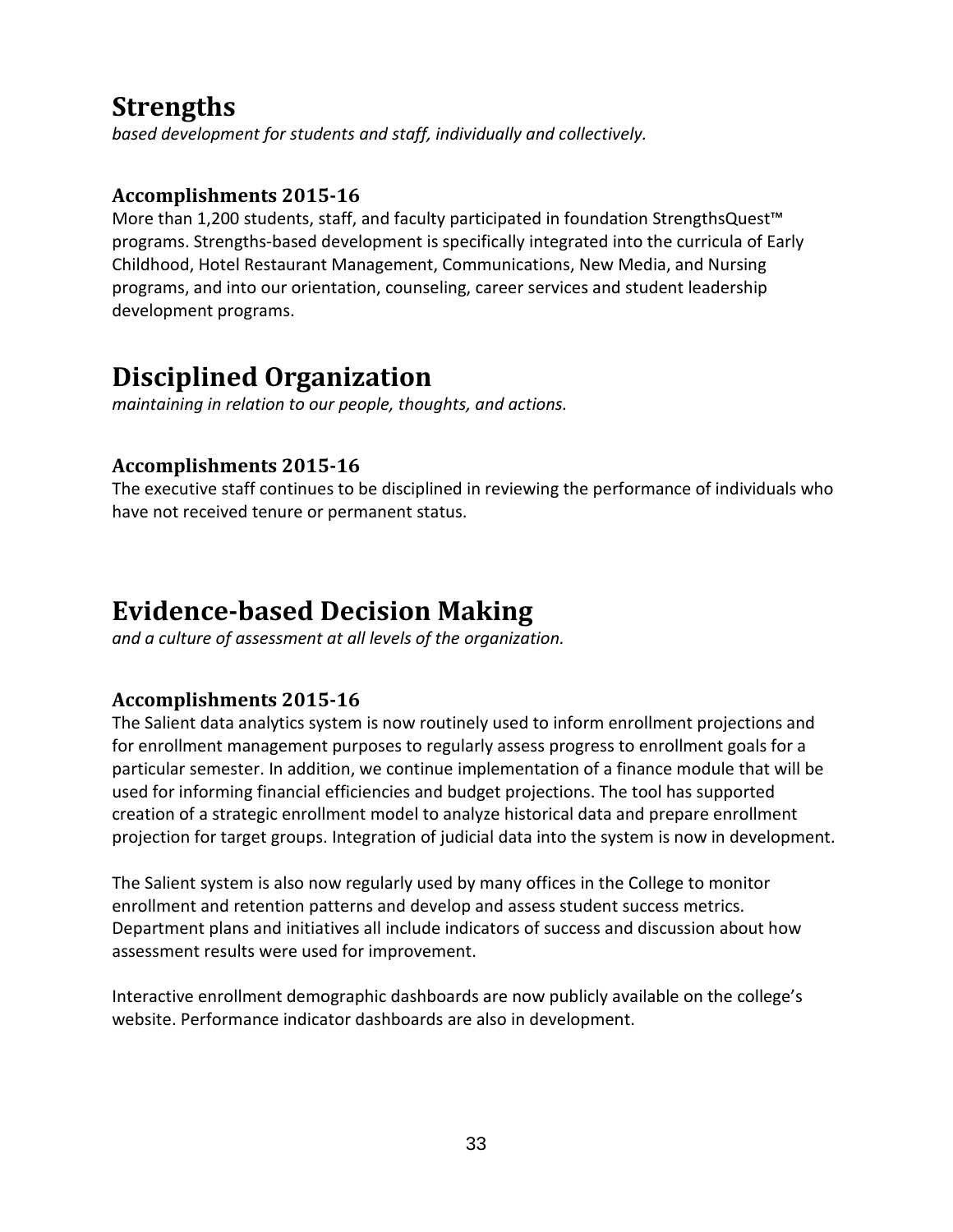# Strengths

*based development for students and staff, individually and collectively.*

### Accomplishments 2015-16

More than 1,200 students, staff, and faculty participated in foundation StrengthsQuest™ programs. Strengths-based development is specifically integrated into the curricula of Early Childhood, Hotel Restaurant Management, Communications, New Media, and Nursing programs, and into our orientation, counseling, career services and student leadership development programs.

# Disciplined Organization

*maintaining in relation to our people, thoughts, and actions.*

### Accomplishments 2015-16

The executive staff continues to be disciplined in reviewing the performance of individuals who have not received tenure or permanent status.

# Evidence-based Decision Making

*and a culture of assessment at all levels of the organization.*

### Accomplishments 2015-16

The Salient data analytics system is now routinely used to inform enrollment projections and for enrollment management purposes to regularly assess progress to enrollment goals for a particular semester. In addition, we continue implementation of a finance module that will be used for informing financial efficiencies and budget projections. The tool has supported creation of a strategic enrollment model to analyze historical data and prepare enrollment projection for target groups. Integration of judicial data into the system is now in development.

The Salient system is also now regularly used by many offices in the College to monitor enrollment and retention patterns and develop and assess student success metrics. Department plans and initiatives all include indicators of success and discussion about how assessment results were used for improvement.

Interactive enrollment demographic dashboards are now publicly available on the college's website. Performance indicator dashboards are also in development.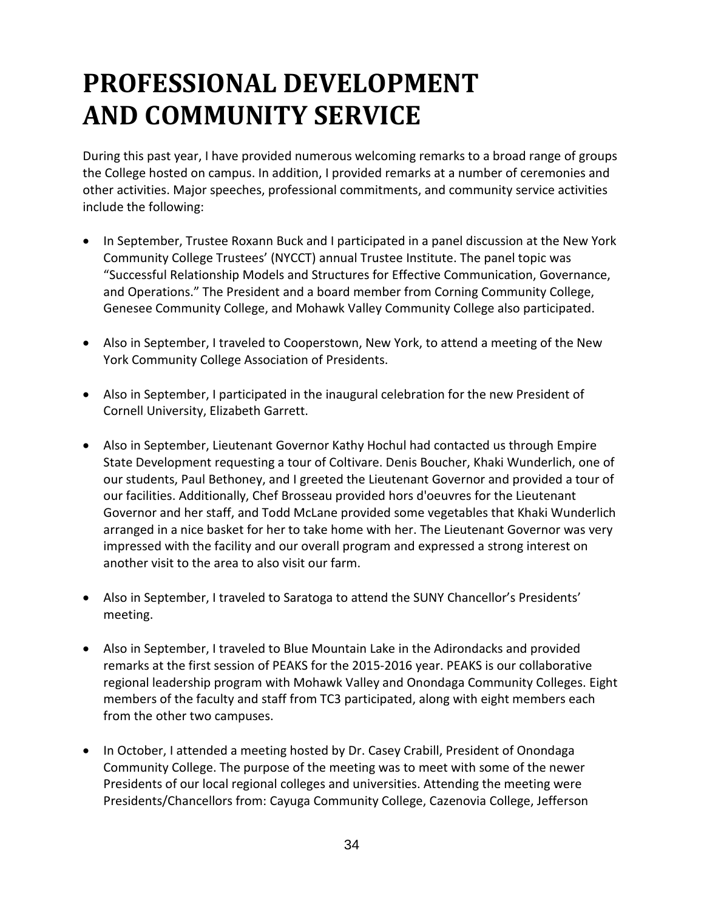# PROFESSIONAL DEVELOPMENT AND COMMUNITY SERVICE

During this past year, I have provided numerous welcoming remarks to a broad range of groups the College hosted on campus. In addition, I provided remarks at a number of ceremonies and other activities. Major speeches, professional commitments, and community service activities include the following:

- In September, Trustee Roxann Buck and I participated in a panel discussion at the New York Community College Trustees' (NYCCT) annual Trustee Institute. The panel topic was "Successful Relationship Models and Structures for Effective Communication, Governance, and Operations." The President and a board member from Corning Community College, Genesee Community College, and Mohawk Valley Community College also participated.

- Also in September, I traveled to Cooperstown, New York, to attend a meeting of the New York Community College Association of Presidents.

- Also in September, I participated in the inaugural celebration for the new President of Cornell University, Elizabeth Garrett.

- Also in September, Lieutenant Governor Kathy Hochul had contacted us through Empire State Development requesting a tour of Coltivare. Denis Boucher, Khaki Wunderlich, one of our students, Paul Bethoney, and I greeted the Lieutenant Governor and provided a tour of our facilities. Additionally, Chef Brosseau provided hors d'oeuvres for the Lieutenant Governor and her staff, and Todd McLane provided some vegetables that Khaki Wunderlich arranged in a nice basket for her to take home with her. The Lieutenant Governor was very impressed with the facility and our overall program and expressed a strong interest on another visit to the area to also visit our farm.

- Also in September, I traveled to Saratoga to attend the SUNY Chancellor's Presidents' meeting.

- Also in September, I traveled to Blue Mountain Lake in the Adirondacks and provided remarks at the first session of PEAKS for the 2015-2016 year. PEAKS is our collaborative regional leadership program with Mohawk Valley and Onondaga Community Colleges. Eight members of the faculty and staff from TC3 participated, along with eight members each from the other two campuses.

- In October, I attended a meeting hosted by Dr. Casey Crabill, President of Onondaga Community College. The purpose of the meeting was to meet with some of the newer Presidents of our local regional colleges and universities. Attending the meeting were Presidents/Chancellors from: Cayuga Community College, Cazenovia College, Jefferson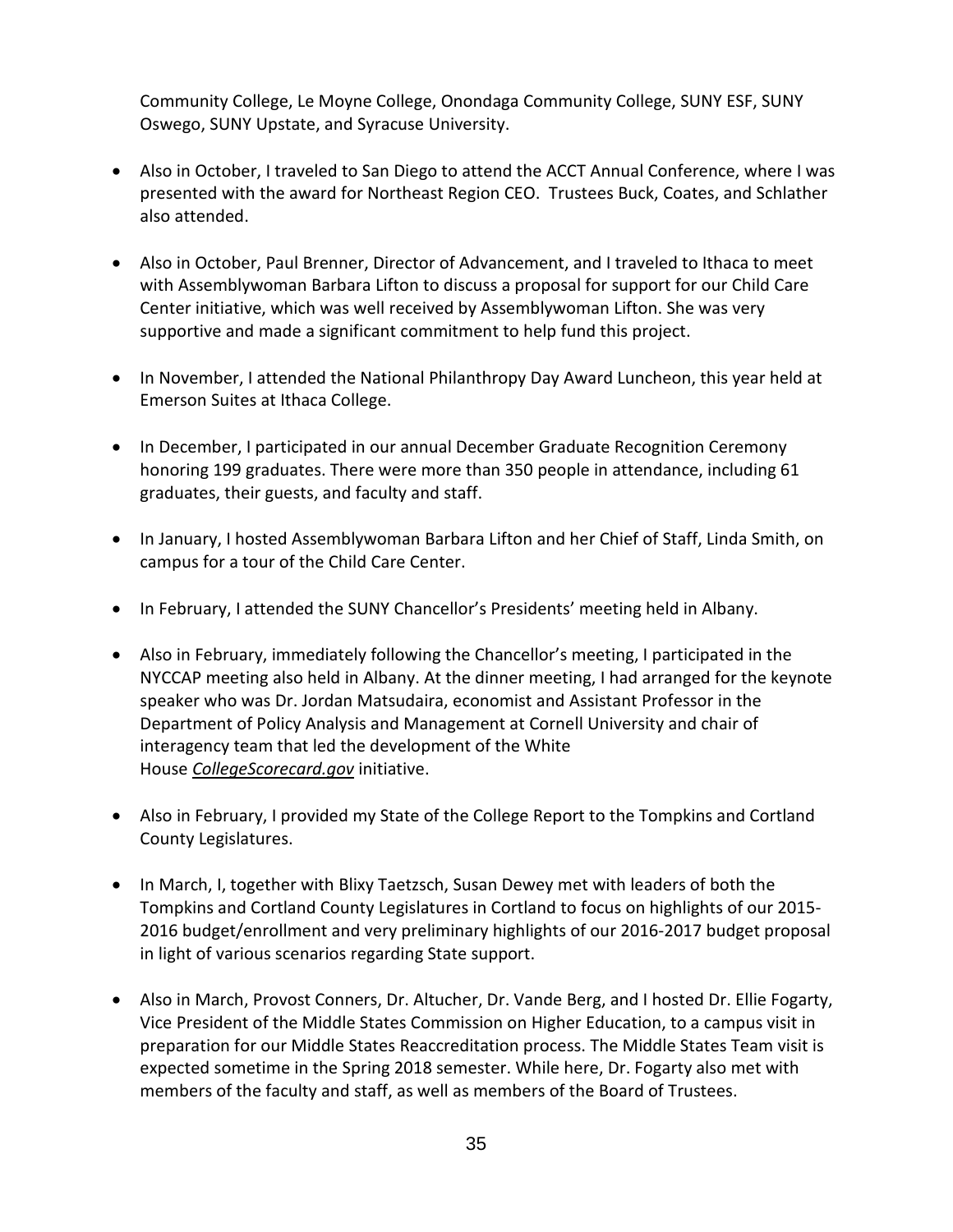Community College, Le Moyne College, Onondaga Community College, SUNY ESF, SUNY Oswego, SUNY Upstate, and Syracuse University.

- Also in October, I traveled to San Diego to attend the ACCT Annual Conference, where I was presented with the award for Northeast Region CEO. Trustees Buck, Coates, and Schlather also attended.
- Also in October, Paul Brenner, Director of Advancement, and I traveled to Ithaca to meet with Assemblywoman Barbara Lifton to discuss a proposal for support for our Child Care Center initiative, which was well received by Assemblywoman Lifton. She was very supportive and made a significant commitment to help fund this project.
- In November, I attended the National Philanthropy Day Award Luncheon, this year held at Emerson Suites at Ithaca College.
- In December, I participated in our annual December Graduate Recognition Ceremony honoring 199 graduates. There were more than 350 people in attendance, including 61 graduates, their guests, and faculty and staff.
- In January, I hosted Assemblywoman Barbara Lifton and her Chief of Staff, Linda Smith, on campus for a tour of the Child Care Center.
- In February, I attended the SUNY Chancellor's Presidents' meeting held in Albany.
- Also in February, immediately following the Chancellor's meeting, I participated in the NYCCAP meeting also held in Albany. At the dinner meeting, I had arranged for the keynote speaker who was Dr. Jordan Matsudaira, economist and Assistant Professor in the Department of Policy Analysis and Management at Cornell University and chair of interagency team that led the development of the White House ***CollegeScorecard.gov*** initiative.
- Also in February, I provided my State of the College Report to the Tompkins and Cortland County Legislatures.
- In March, I, together with Blixy Taetzsch, Susan Dewey met with leaders of both the Tompkins and Cortland County Legislatures in Cortland to focus on highlights of our 2015-2016 budget/enrollment and very preliminary highlights of our 2016-2017 budget proposal in light of various scenarios regarding State support.
- Also in March, Provost Conners, Dr. Altucher, Dr. Vande Berg, and I hosted Dr. Ellie Fogarty, Vice President of the Middle States Commission on Higher Education, to a campus visit in preparation for our Middle States Reaccreditation process. The Middle States Team visit is expected sometime in the Spring 2018 semester. While here, Dr. Fogarty also met with members of the faculty and staff, as well as members of the Board of Trustees.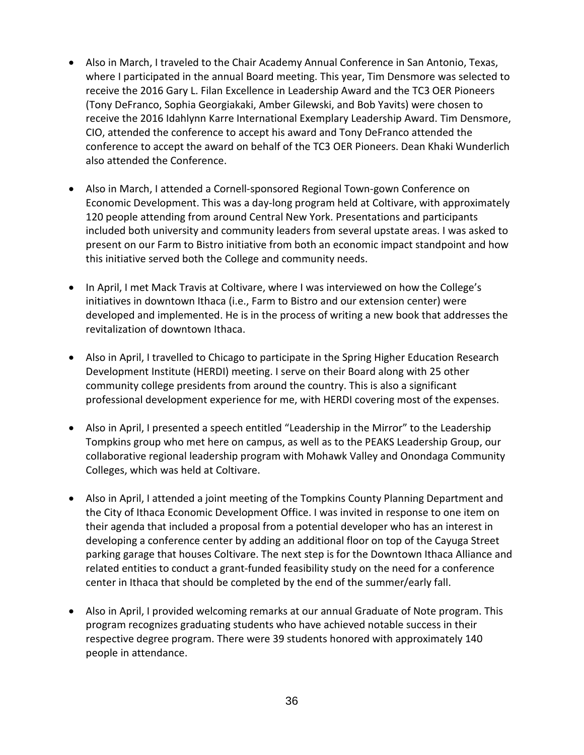- Also in March, I traveled to the Chair Academy Annual Conference in San Antonio, Texas, where I participated in the annual Board meeting. This year, Tim Densmore was selected to receive the 2016 Gary L. Filan Excellence in Leadership Award and the TC3 OER Pioneers (Tony DeFranco, Sophia Georgiakaki, Amber Gilewski, and Bob Yavits) were chosen to receive the 2016 Idahlynn Karre International Exemplary Leadership Award. Tim Densmore, CIO, attended the conference to accept his award and Tony DeFranco attended the conference to accept the award on behalf of the TC3 OER Pioneers. Dean Khaki Wunderlich also attended the Conference.

- Also in March, I attended a Cornell-sponsored Regional Town-gown Conference on Economic Development. This was a day-long program held at Coltivare, with approximately 120 people attending from around Central New York. Presentations and participants included both university and community leaders from several upstate areas. I was asked to present on our Farm to Bistro initiative from both an economic impact standpoint and how this initiative served both the College and community needs.

- In April, I met Mack Travis at Coltivare, where I was interviewed on how the College's initiatives in downtown Ithaca (i.e., Farm to Bistro and our extension center) were developed and implemented. He is in the process of writing a new book that addresses the revitalization of downtown Ithaca.

- Also in April, I travelled to Chicago to participate in the Spring Higher Education Research Development Institute (HERDI) meeting. I serve on their Board along with 25 other community college presidents from around the country. This is also a significant professional development experience for me, with HERDI covering most of the expenses.

- Also in April, I presented a speech entitled "Leadership in the Mirror" to the Leadership Tompkins group who met here on campus, as well as to the PEAKS Leadership Group, our collaborative regional leadership program with Mohawk Valley and Onondaga Community Colleges, which was held at Coltivare.

- Also in April, I attended a joint meeting of the Tompkins County Planning Department and the City of Ithaca Economic Development Office. I was invited in response to one item on their agenda that included a proposal from a potential developer who has an interest in developing a conference center by adding an additional floor on top of the Cayuga Street parking garage that houses Coltivare. The next step is for the Downtown Ithaca Alliance and related entities to conduct a grant-funded feasibility study on the need for a conference center in Ithaca that should be completed by the end of the summer/early fall.

- Also in April, I provided welcoming remarks at our annual Graduate of Note program. This program recognizes graduating students who have achieved notable success in their respective degree program. There were 39 students honored with approximately 140 people in attendance.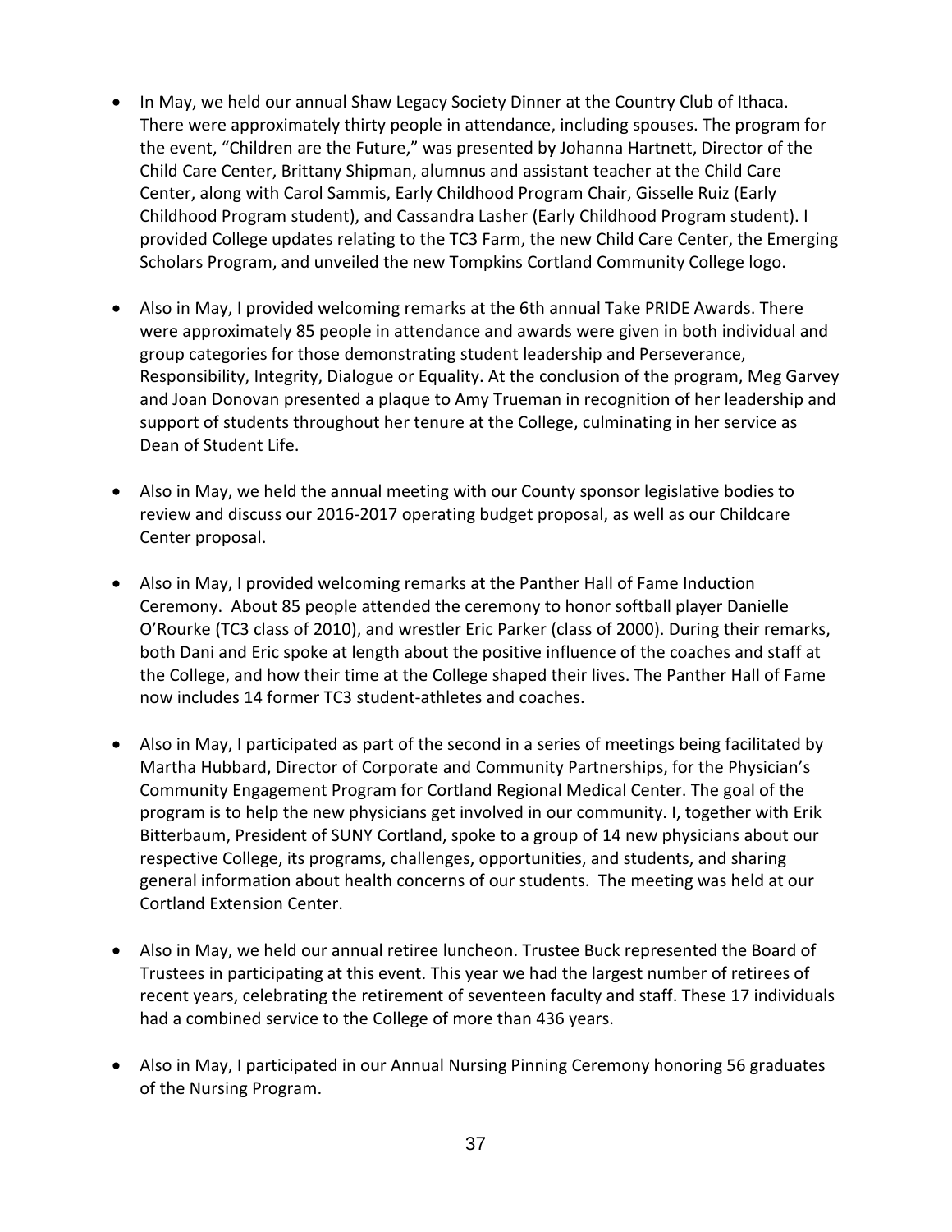- In May, we held our annual Shaw Legacy Society Dinner at the Country Club of Ithaca. There were approximately thirty people in attendance, including spouses. The program for the event, "Children are the Future," was presented by Johanna Hartnett, Director of the Child Care Center, Brittany Shipman, alumnus and assistant teacher at the Child Care Center, along with Carol Sammis, Early Childhood Program Chair, Gisselle Ruiz (Early Childhood Program student), and Cassandra Lasher (Early Childhood Program student). I provided College updates relating to the TC3 Farm, the new Child Care Center, the Emerging Scholars Program, and unveiled the new Tompkins Cortland Community College logo.

- Also in May, I provided welcoming remarks at the 6th annual Take PRIDE Awards. There were approximately 85 people in attendance and awards were given in both individual and group categories for those demonstrating student leadership and Perseverance, Responsibility, Integrity, Dialogue or Equality. At the conclusion of the program, Meg Garvey and Joan Donovan presented a plaque to Amy Trueman in recognition of her leadership and support of students throughout her tenure at the College, culminating in her service as Dean of Student Life.

- Also in May, we held the annual meeting with our County sponsor legislative bodies to review and discuss our 2016-2017 operating budget proposal, as well as our Childcare Center proposal.

- Also in May, I provided welcoming remarks at the Panther Hall of Fame Induction Ceremony. About 85 people attended the ceremony to honor softball player Danielle O'Rourke (TC3 class of 2010), and wrestler Eric Parker (class of 2000). During their remarks, both Dani and Eric spoke at length about the positive influence of the coaches and staff at the College, and how their time at the College shaped their lives. The Panther Hall of Fame now includes 14 former TC3 student-athletes and coaches.

- Also in May, I participated as part of the second in a series of meetings being facilitated by Martha Hubbard, Director of Corporate and Community Partnerships, for the Physician's Community Engagement Program for Cortland Regional Medical Center. The goal of the program is to help the new physicians get involved in our community. I, together with Erik Bitterbaum, President of SUNY Cortland, spoke to a group of 14 new physicians about our respective College, its programs, challenges, opportunities, and students, and sharing general information about health concerns of our students. The meeting was held at our Cortland Extension Center.

- Also in May, we held our annual retiree luncheon. Trustee Buck represented the Board of Trustees in participating at this event. This year we had the largest number of retirees of recent years, celebrating the retirement of seventeen faculty and staff. These 17 individuals had a combined service to the College of more than 436 years.

- Also in May, I participated in our Annual Nursing Pinning Ceremony honoring 56 graduates of the Nursing Program.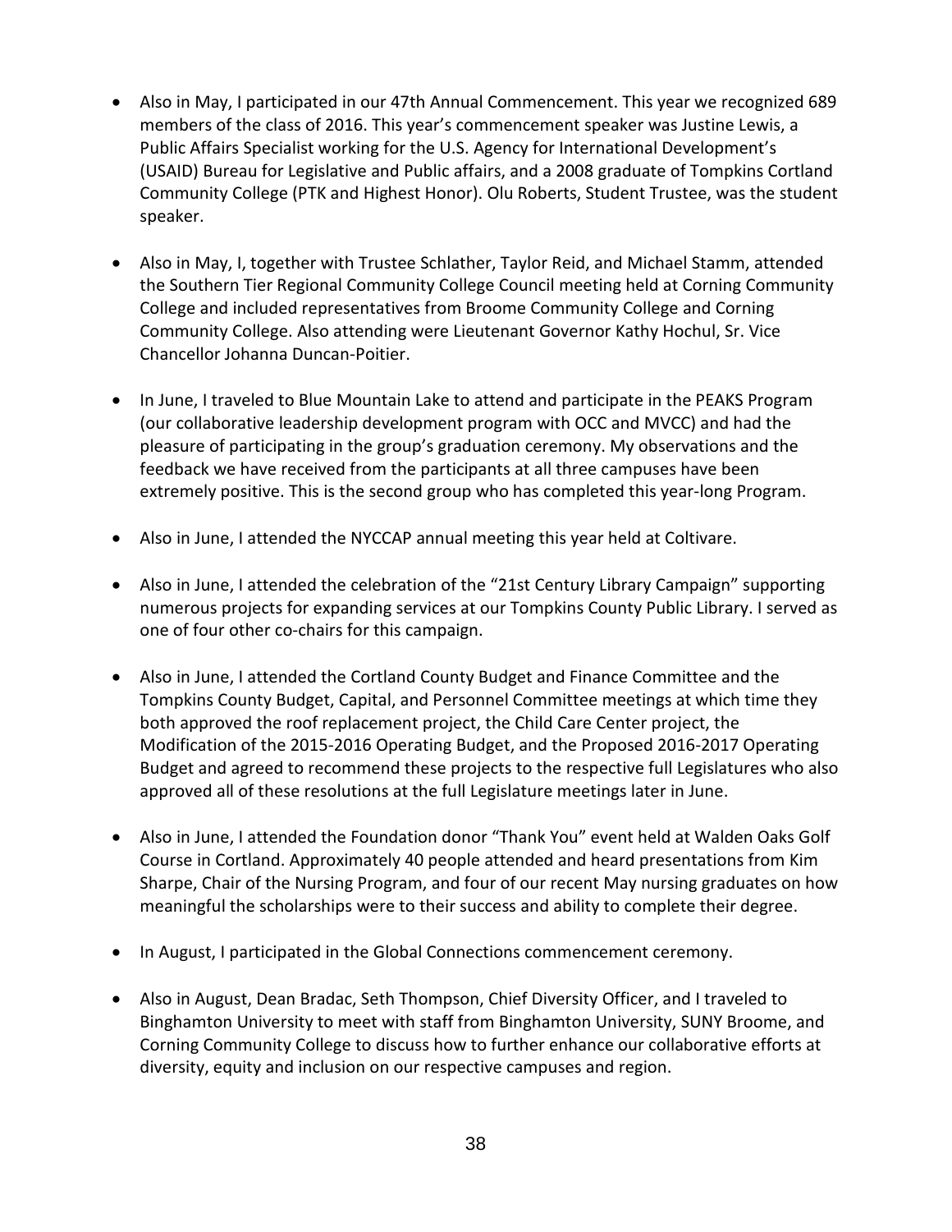- Also in May, I participated in our 47th Annual Commencement. This year we recognized 689 members of the class of 2016. This year's commencement speaker was Justine Lewis, a Public Affairs Specialist working for the U.S. Agency for International Development's (USAID) Bureau for Legislative and Public affairs, and a 2008 graduate of Tompkins Cortland Community College (PTK and Highest Honor). Olu Roberts, Student Trustee, was the student speaker.

- Also in May, I, together with Trustee Schlather, Taylor Reid, and Michael Stamm, attended the Southern Tier Regional Community College Council meeting held at Corning Community College and included representatives from Broome Community College and Corning Community College. Also attending were Lieutenant Governor Kathy Hochul, Sr. Vice Chancellor Johanna Duncan-Poitier.

- In June, I traveled to Blue Mountain Lake to attend and participate in the PEAKS Program (our collaborative leadership development program with OCC and MVCC) and had the pleasure of participating in the group's graduation ceremony. My observations and the feedback we have received from the participants at all three campuses have been extremely positive. This is the second group who has completed this year-long Program.

- Also in June, I attended the NYCCAP annual meeting this year held at Coltivare.

- Also in June, I attended the celebration of the "21st Century Library Campaign" supporting numerous projects for expanding services at our Tompkins County Public Library. I served as one of four other co-chairs for this campaign.

- Also in June, I attended the Cortland County Budget and Finance Committee and the Tompkins County Budget, Capital, and Personnel Committee meetings at which time they both approved the roof replacement project, the Child Care Center project, the Modification of the 2015-2016 Operating Budget, and the Proposed 2016-2017 Operating Budget and agreed to recommend these projects to the respective full Legislatures who also approved all of these resolutions at the full Legislature meetings later in June.

- Also in June, I attended the Foundation donor "Thank You" event held at Walden Oaks Golf Course in Cortland. Approximately 40 people attended and heard presentations from Kim Sharpe, Chair of the Nursing Program, and four of our recent May nursing graduates on how meaningful the scholarships were to their success and ability to complete their degree.

- In August, I participated in the Global Connections commencement ceremony.

- Also in August, Dean Bradac, Seth Thompson, Chief Diversity Officer, and I traveled to Binghamton University to meet with staff from Binghamton University, SUNY Broome, and Corning Community College to discuss how to further enhance our collaborative efforts at diversity, equity and inclusion on our respective campuses and region.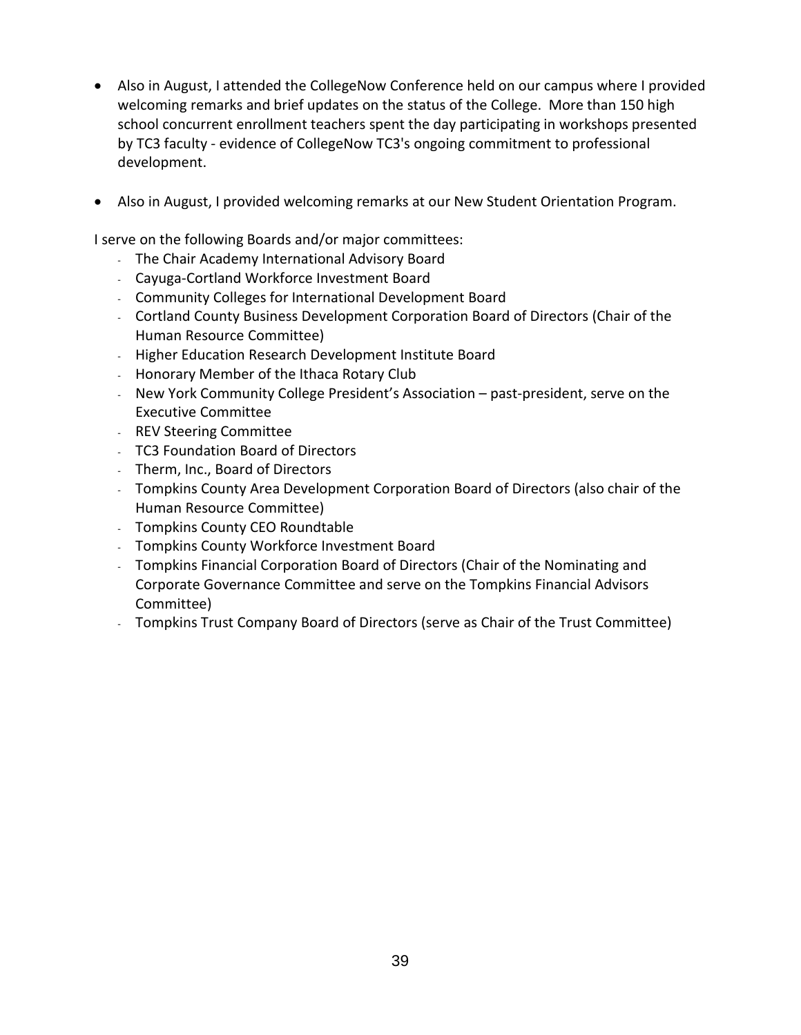- Also in August, I attended the CollegeNow Conference held on our campus where I provided welcoming remarks and brief updates on the status of the College. More than 150 high school concurrent enrollment teachers spent the day participating in workshops presented by TC3 faculty - evidence of CollegeNow TC3's ongoing commitment to professional development.

- Also in August, I provided welcoming remarks at our New Student Orientation Program.

I serve on the following Boards and/or major committees:

- The Chair Academy International Advisory Board
- Cayuga-Cortland Workforce Investment Board
- Community Colleges for International Development Board
- Cortland County Business Development Corporation Board of Directors (Chair of the Human Resource Committee)
- Higher Education Research Development Institute Board
- Honorary Member of the Ithaca Rotary Club
- New York Community College President's Association – past-president, serve on the Executive Committee
- REV Steering Committee
- TC3 Foundation Board of Directors
- Therm, Inc., Board of Directors
- Tompkins County Area Development Corporation Board of Directors (also chair of the Human Resource Committee)
- Tompkins County CEO Roundtable
- Tompkins County Workforce Investment Board
- Tompkins Financial Corporation Board of Directors (Chair of the Nominating and Corporate Governance Committee and serve on the Tompkins Financial Advisors Committee)
- Tompkins Trust Company Board of Directors (serve as Chair of the Trust Committee)